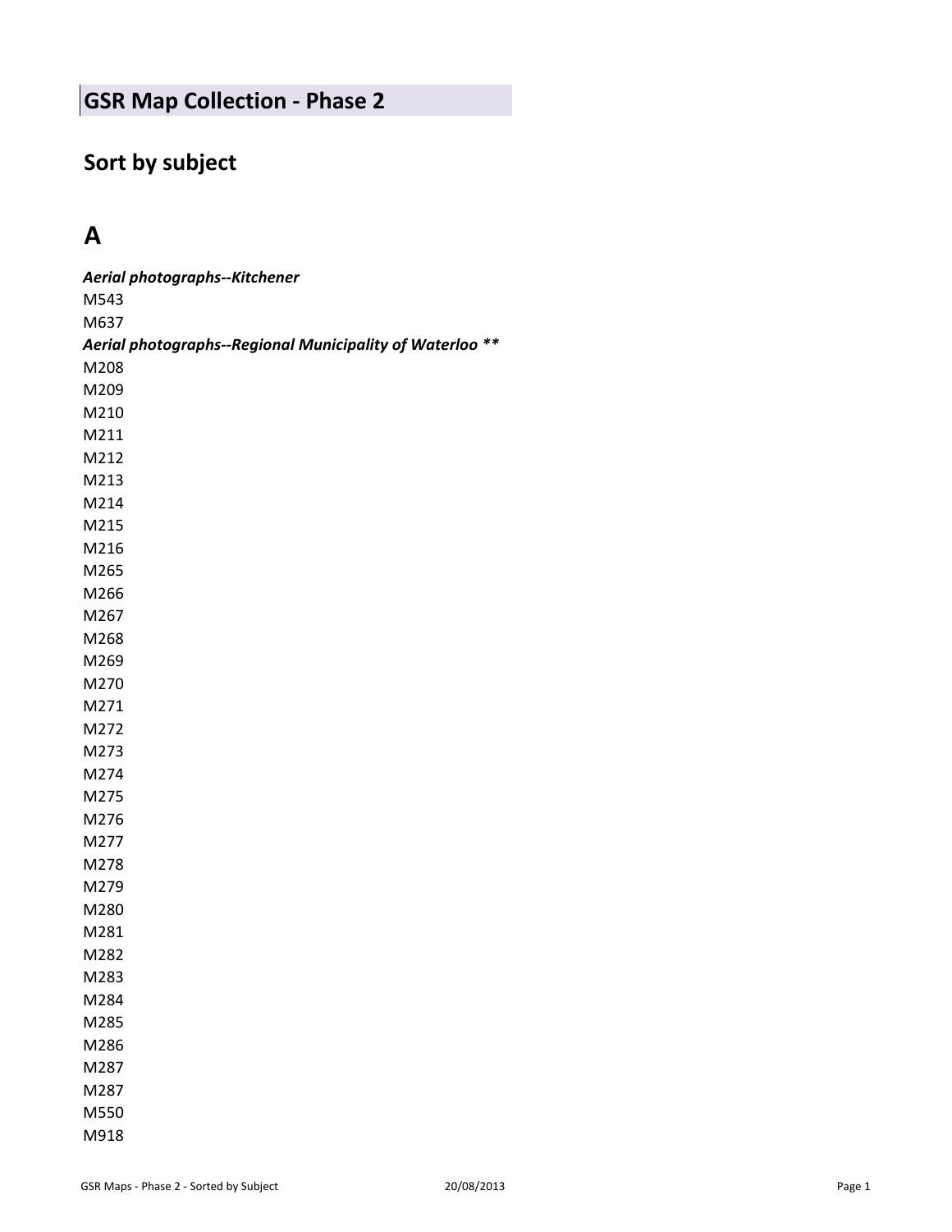# GSR Map Collection - Phase 2

## Sort by subject

## A

***Aerial photographs--Kitchener***

M543
M637

***Aerial photographs--Regional Municipality of Waterloo \*\****

M208
M209
M210
M211
M212
M213
M214
M215
M216
M265
M266
M267
M268
M269
M270
M271
M272
M273
M274
M275
M276
M277
M278
M279
M280
M281
M282
M283
M284
M285
M286
M287
M287
M550
M918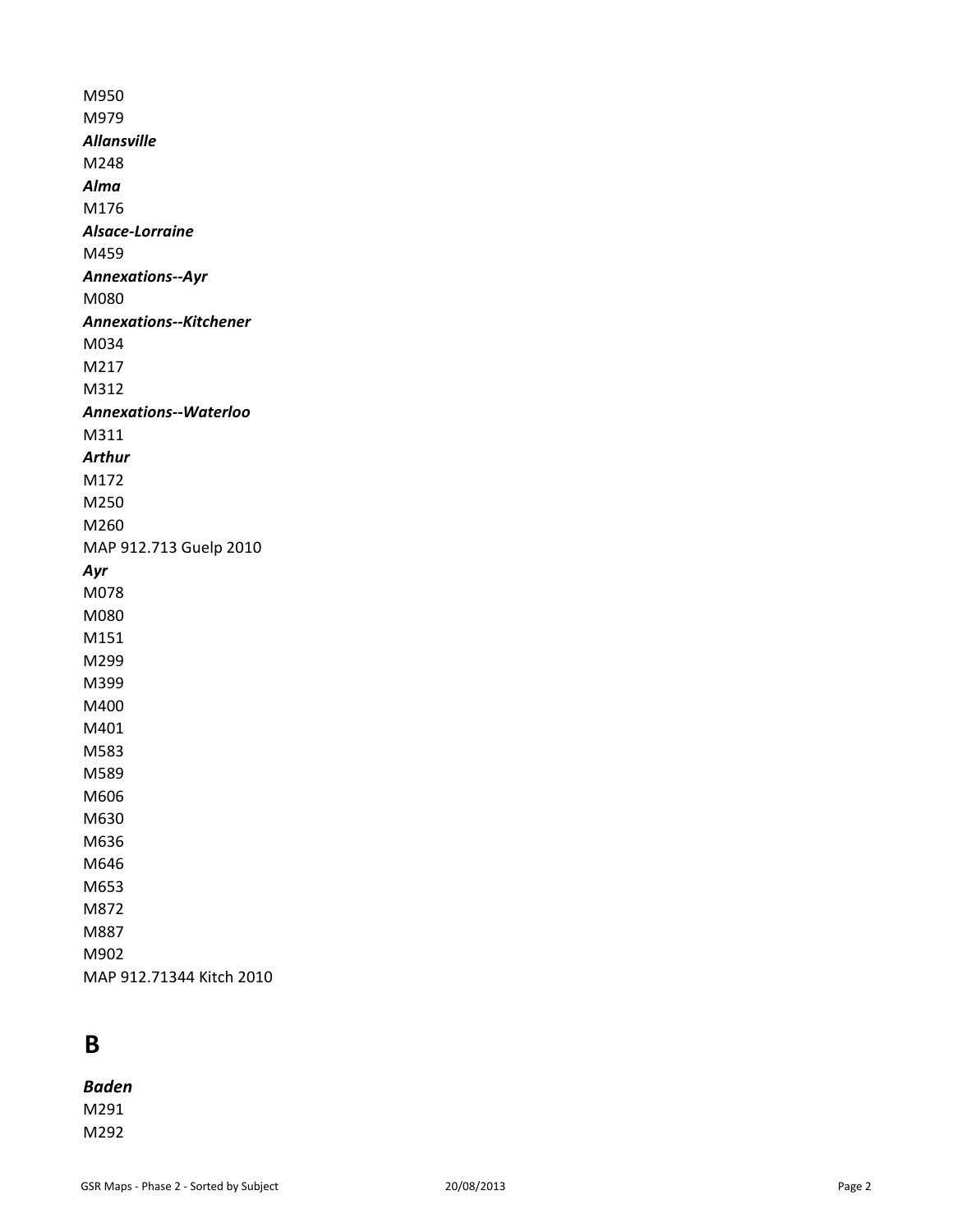M950
M979

***Allansville***

M248

***Alma***

M176

***Alsace-Lorraine***

M459

***Annexations--Ayr***

M080

***Annexations--Kitchener***

M034
M217
M312

***Annexations--Waterloo***

M311

***Arthur***

M172
M250
M260
MAP 912.713 Guelp 2010

***Ayr***

M078
M080
M151
M299
M399
M400
M401
M583
M589
M606
M630
M636
M646
M653
M872
M887
M902
MAP 912.71344 Kitch 2010

# B

***Baden***

M291
M292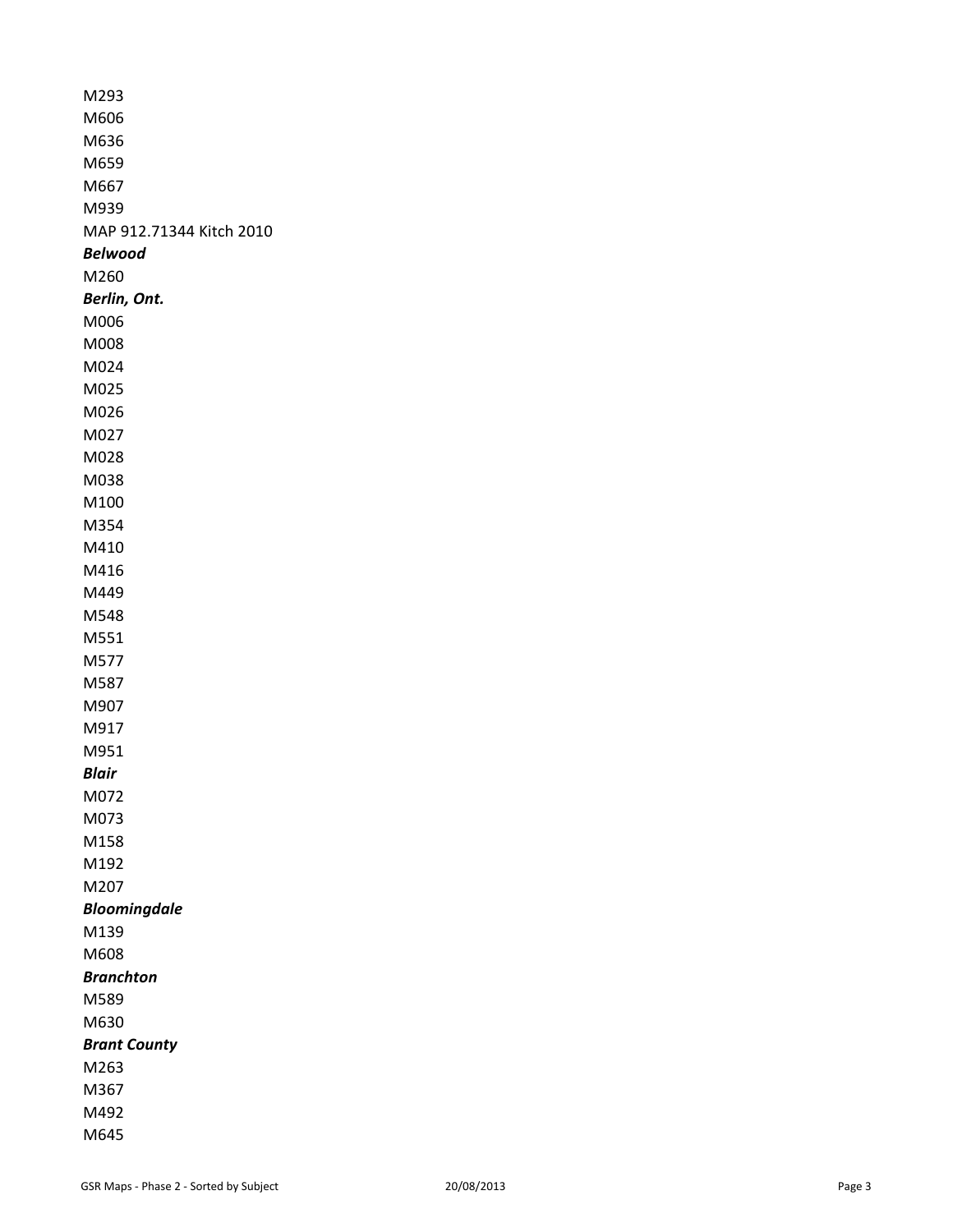M293
M606
M636
M659
M667
M939
MAP 912.71344 Kitch 2010

***Belwood***

M260

***Berlin, Ont.***

M006
M008
M024
M025
M026
M027
M028
M038
M100
M354
M410
M416
M449
M548
M551
M577
M587
M907
M917
M951

***Blair***

M072
M073
M158
M192
M207

***Bloomingdale***

M139
M608

***Branchton***

M589
M630

***Brant County***

M263
M367
M492
M645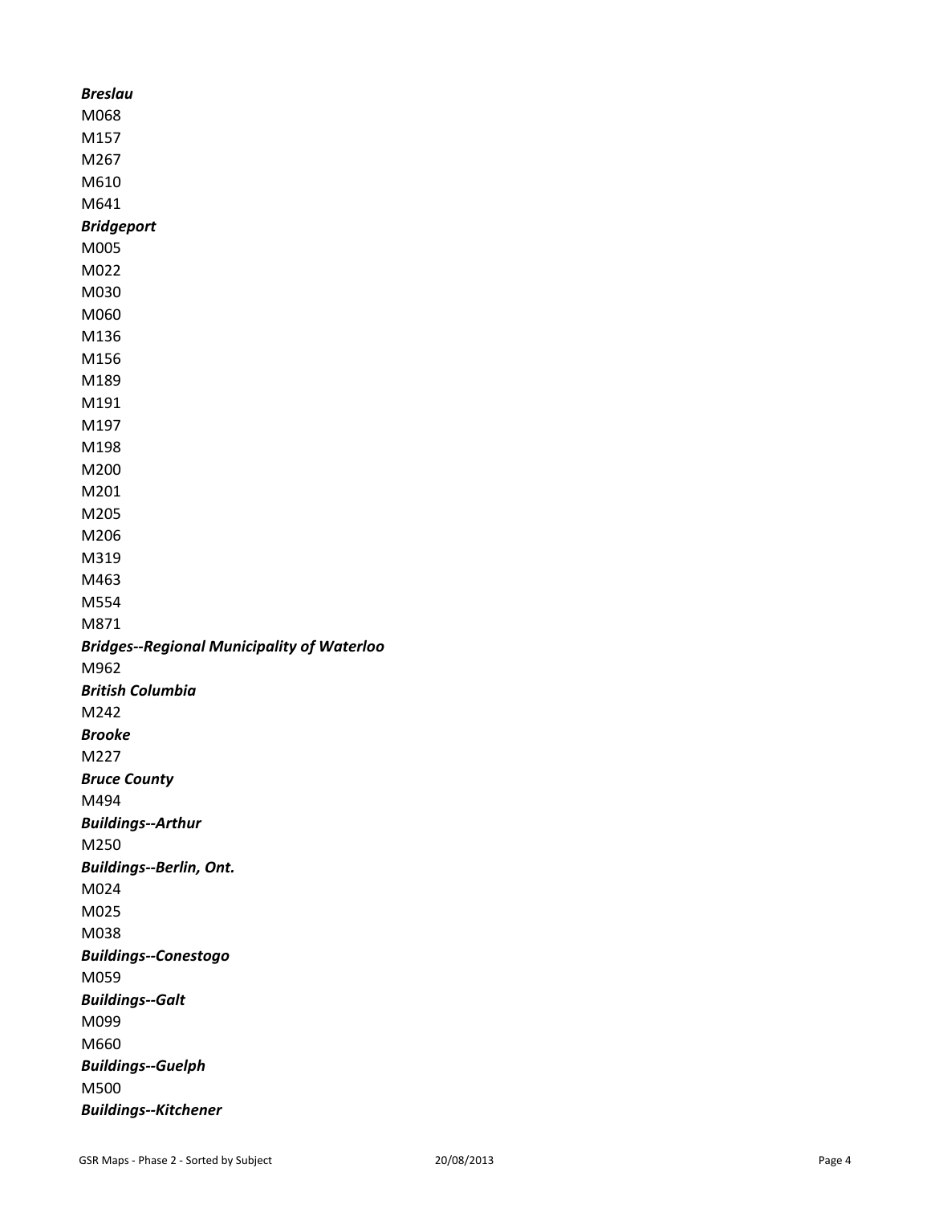***Breslau***

M068

M157

M267

M610

M641

***Bridgeport***

M005

M022

M030

M060

M136

M156

M189

M191

M197

M198

M200

M201

M205

M206

M319

M463

M554

M871

***Bridges--Regional Municipality of Waterloo***

M962

***British Columbia***

M242

***Brooke***

M227

***Bruce County***

M494

***Buildings--Arthur***

M250

***Buildings--Berlin, Ont.***

M024

M025

M038

***Buildings--Conestogo***

M059

***Buildings--Galt***

M099

M660

***Buildings--Guelph***

M500

***Buildings--Kitchener***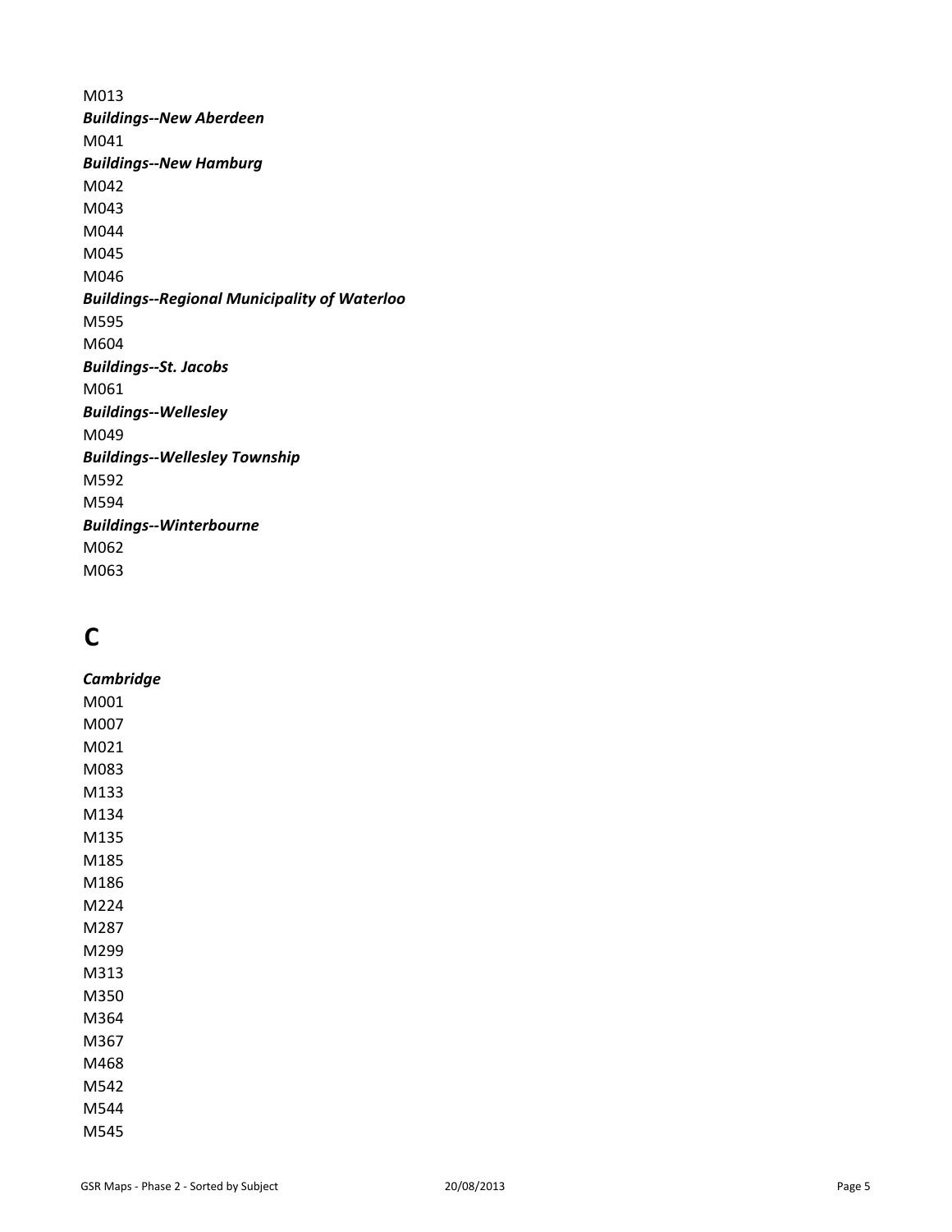M013

***Buildings--New Aberdeen***

M041

***Buildings--New Hamburg***

M042

M043

M044

M045

M046

***Buildings--Regional Municipality of Waterloo***

M595

M604

***Buildings--St. Jacobs***

M061

***Buildings--Wellesley***

M049

***Buildings--Wellesley Township***

M592

M594

***Buildings--Winterbourne***

M062

M063

# C

***Cambridge***

M001

M007

M021

M083

M133

M134

M135

M185

M186

M224

M287

M299

M313

M350

M364

M367

M468

M542

M544

M545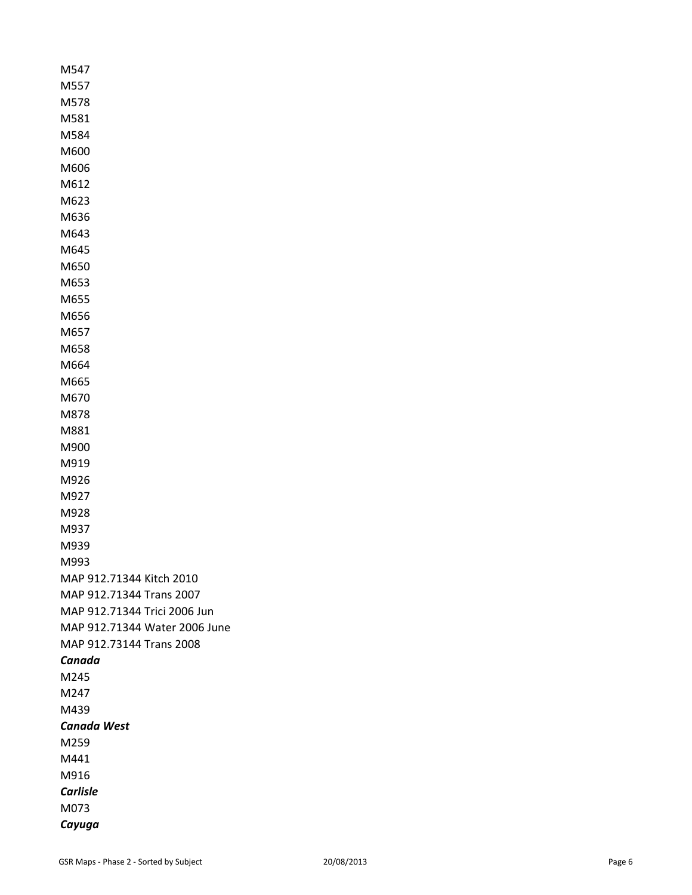M547
M557
M578
M581
M584
M600
M606
M612
M623
M636
M643
M645
M650
M653
M655
M656
M657
M658
M664
M665
M670
M878
M881
M900
M919
M926
M927
M928
M937
M939
M993
MAP 912.71344 Kitch 2010
MAP 912.71344 Trans 2007
MAP 912.71344 Trici 2006 Jun
MAP 912.71344 Water 2006 June
MAP 912.73144 Trans 2008

***Canada***

M245
M247
M439

***Canada West***

M259
M441
M916

***Carlisle***

M073

***Cayuga***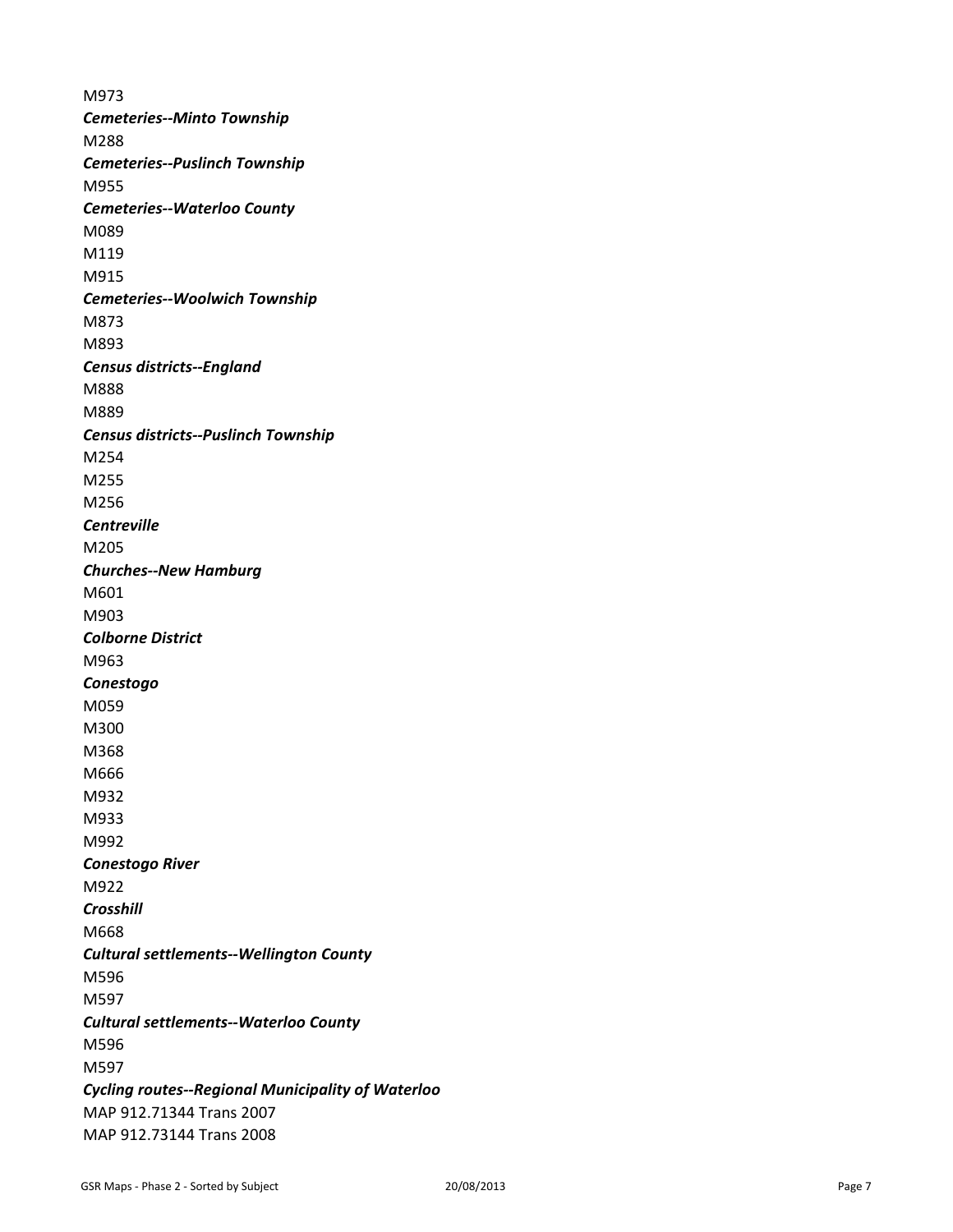M973

***Cemeteries--Minto Township***

M288

***Cemeteries--Puslinch Township***

M955

***Cemeteries--Waterloo County***

M089

M119

M915

***Cemeteries--Woolwich Township***

M873

M893

***Census districts--England***

M888

M889

***Census districts--Puslinch Township***

M254

M255

M256

***Centreville***

M205

***Churches--New Hamburg***

M601

M903

***Colborne District***

M963

***Conestogo***

M059

M300

M368

M666

M932

M933

M992

***Conestogo River***

M922

***Crosshill***

M668

***Cultural settlements--Wellington County***

M596

M597

***Cultural settlements--Waterloo County***

M596

M597

***Cycling routes--Regional Municipality of Waterloo***

MAP 912.71344 Trans 2007

MAP 912.73144 Trans 2008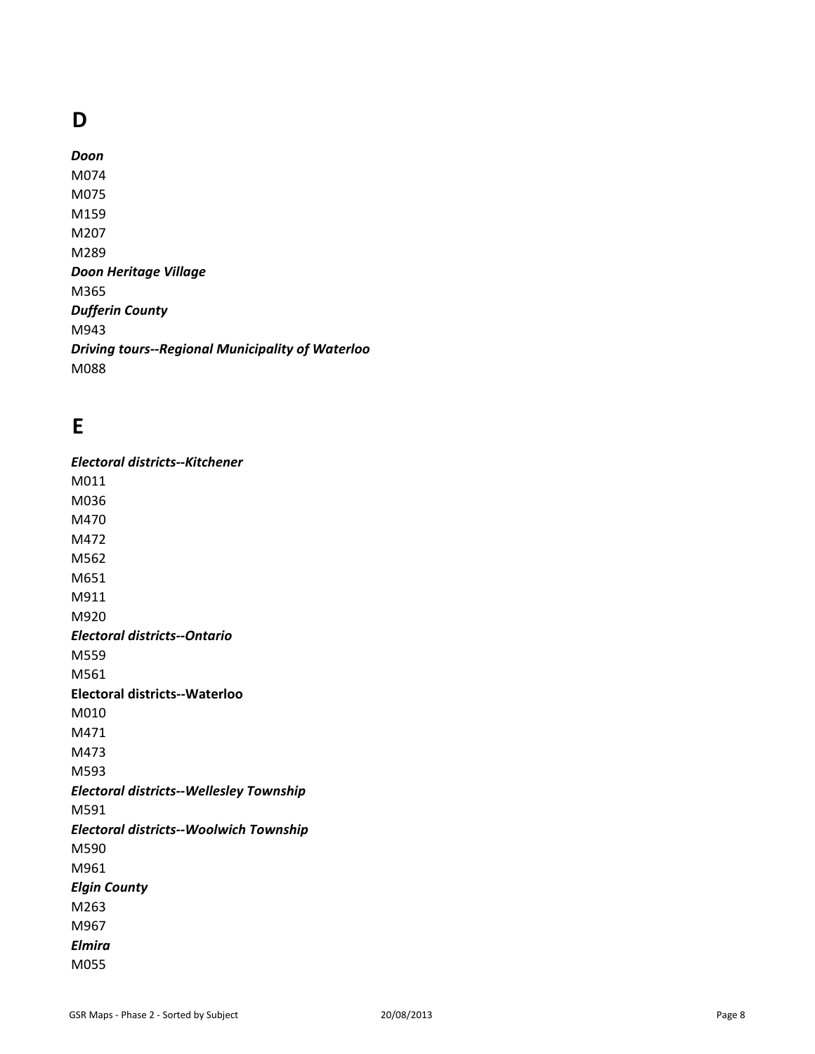# D

***Doon***
M074
M075
M159
M207
M289
***Doon Heritage Village***
M365
***Dufferin County***
M943
***Driving tours--Regional Municipality of Waterloo***
M088

# E

***Electoral districts--Kitchener***
M011
M036
M470
M472
M562
M651
M911
M920
***Electoral districts--Ontario***
M559
M561
**Electoral districts--Waterloo**
M010
M471
M473
M593
***Electoral districts--Wellesley Township***
M591
***Electoral districts--Woolwich Township***
M590
M961
***Elgin County***
M263
M967
***Elmira***
M055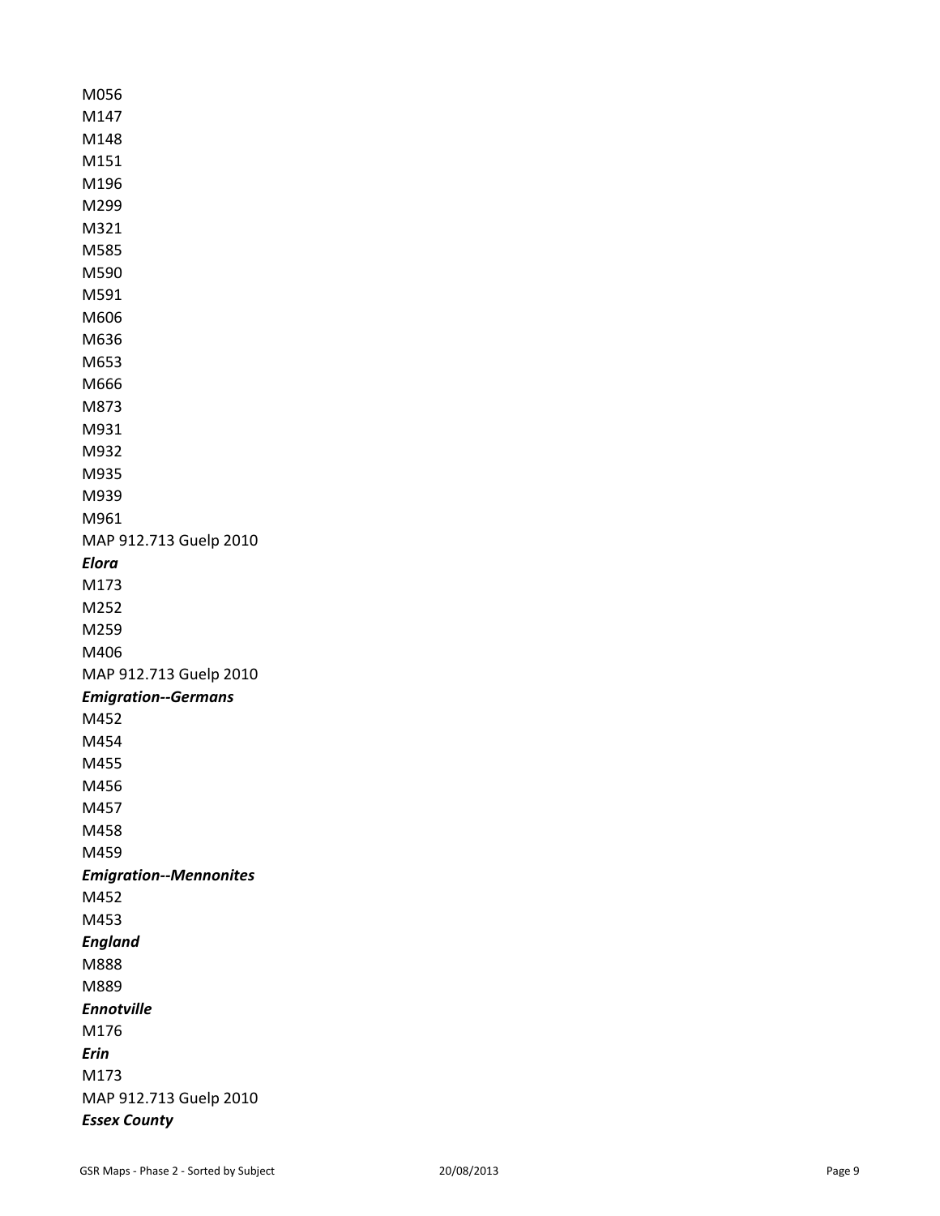M056
M147
M148
M151
M196
M299
M321
M585
M590
M591
M606
M636
M653
M666
M873
M931
M932
M935
M939
M961
MAP 912.713 Guelp 2010

***Elora***

M173
M252
M259
M406
MAP 912.713 Guelp 2010

***Emigration--Germans***

M452
M454
M455
M456
M457
M458
M459

***Emigration--Mennonites***

M452
M453

***England***

M888
M889

***Ennotville***

M176

***Erin***

M173
MAP 912.713 Guelp 2010

***Essex County***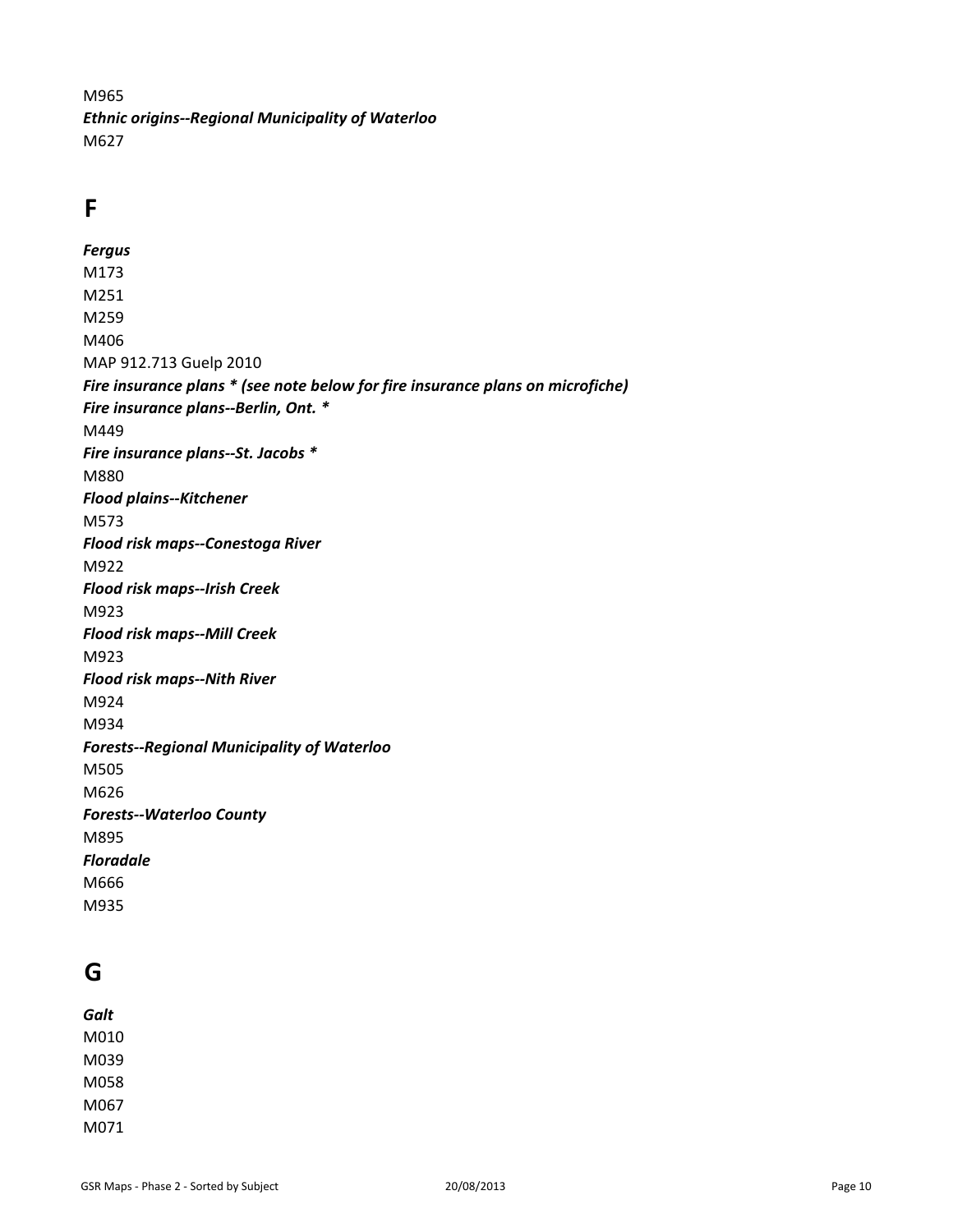M965

***Ethnic origins--Regional Municipality of Waterloo***

M627

## F

***Fergus***

M173

M251

M259

M406

MAP 912.713 Guelp 2010

***Fire insurance plans * (see note below for fire insurance plans on microfiche)***

***Fire insurance plans--Berlin, Ont. ****

M449

***Fire insurance plans--St. Jacobs ****

M880

***Flood plains--Kitchener***

M573

***Flood risk maps--Conestoga River***

M922

***Flood risk maps--Irish Creek***

M923

***Flood risk maps--Mill Creek***

M923

***Flood risk maps--Nith River***

M924

M934

***Forests--Regional Municipality of Waterloo***

M505

M626

***Forests--Waterloo County***

M895

***Floradale***

M666

M935

## G

***Galt***

M010

M039

M058

M067

M071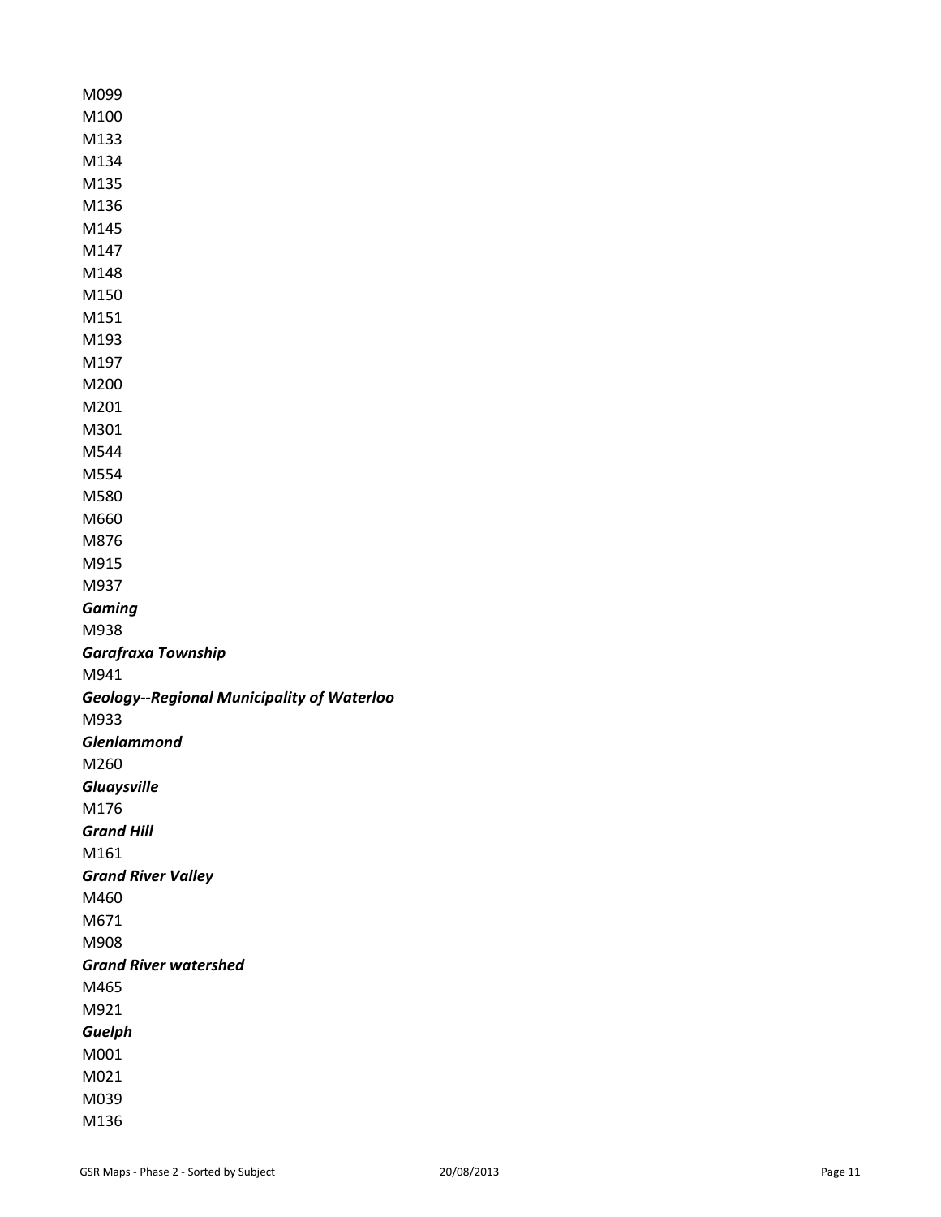M099

M100

M133

M134

M135

M136

M145

M147

M148

M150

M151

M193

M197

M200

M201

M301

M544

M554

M580

M660

M876

M915

M937

***Gaming***

M938

***Garafraxa Township***

M941

***Geology--Regional Municipality of Waterloo***

M933

***Glenlammond***

M260

***Gluaysville***

M176

***Grand Hill***

M161

***Grand River Valley***

M460

M671

M908

***Grand River watershed***

M465

M921

***Guelph***

M001

M021

M039

M136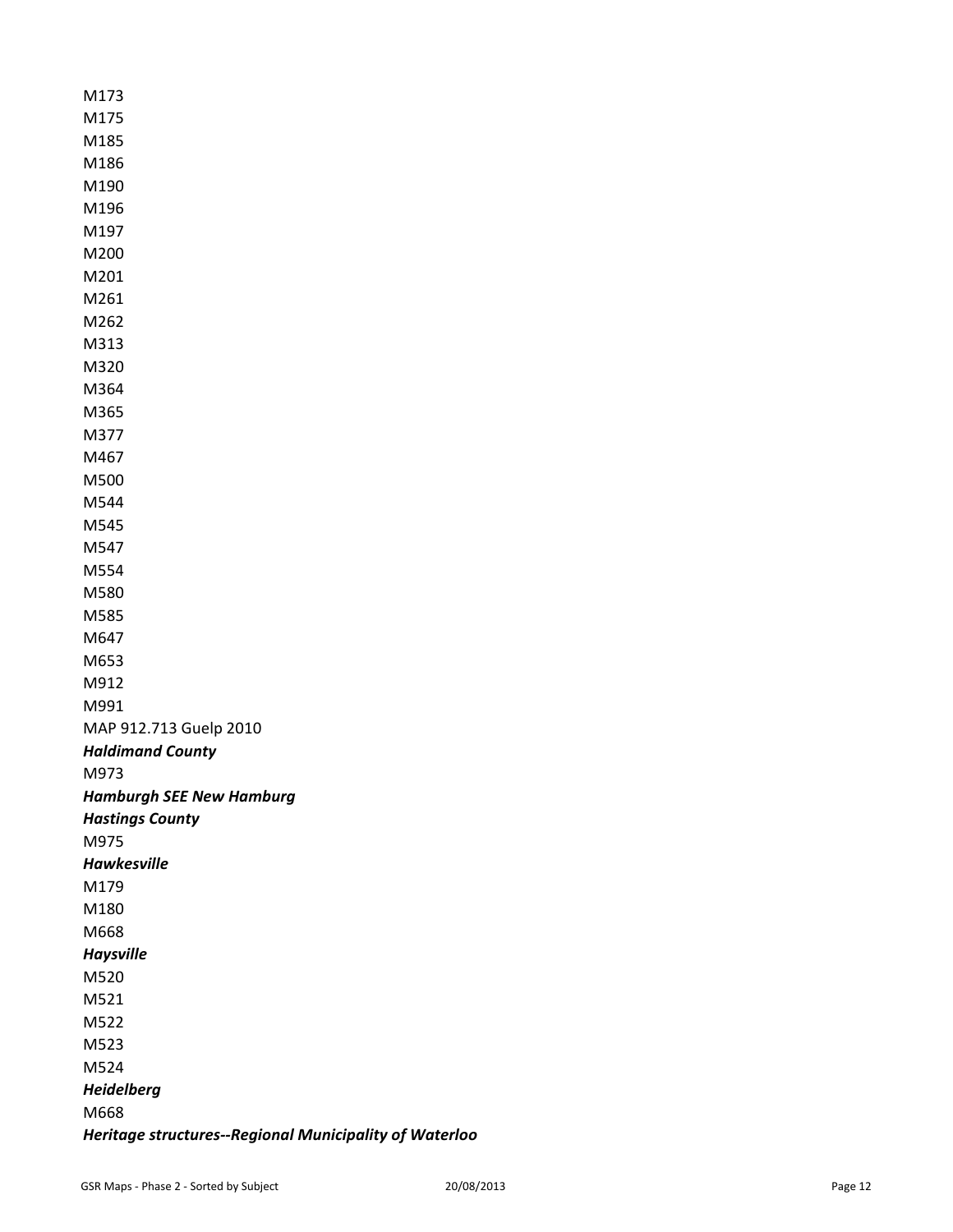M173
M175
M185
M186
M190
M196
M197
M200
M201
M261
M262
M313
M320
M364
M365
M377
M467
M500
M544
M545
M547
M554
M580
M585
M647
M653
M912
M991
MAP 912.713 Guelp 2010

***Haldimand County***

M973

***Hamburgh SEE New Hamburg***

***Hastings County***

M975

***Hawkesville***

M179
M180
M668

***Haysville***

M520
M521
M522
M523
M524

***Heidelberg***

M668

***Heritage structures--Regional Municipality of Waterloo***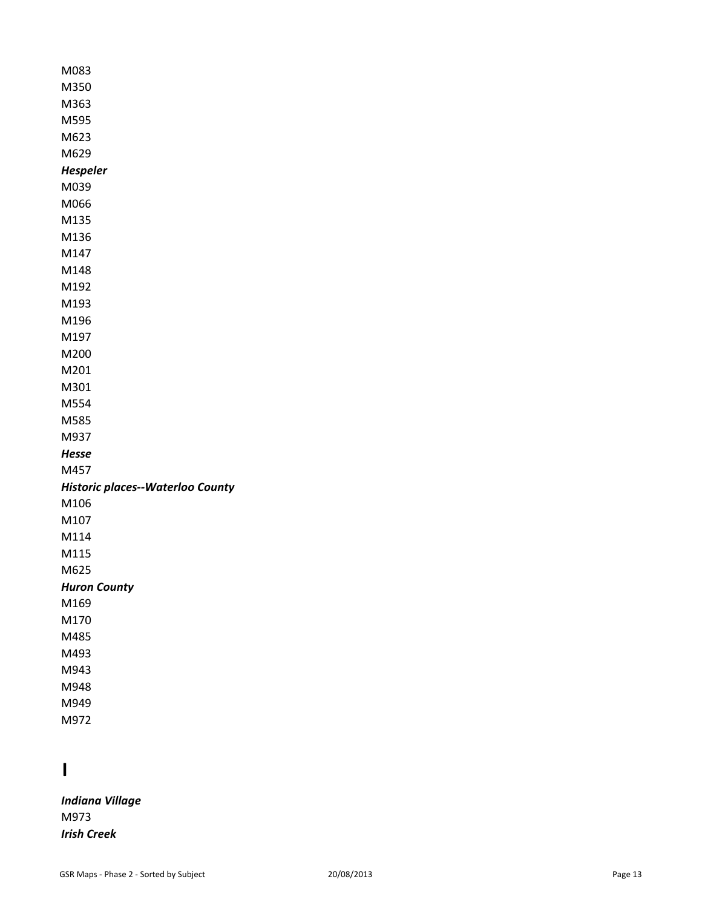M083
M350
M363
M595
M623
M629

***Hespeler***

M039
M066
M135
M136
M147
M148
M192
M193
M196
M197
M200
M201
M301
M554
M585
M937

***Hesse***

M457

***Historic places--Waterloo County***

M106
M107
M114
M115
M625

***Huron County***

M169
M170
M485
M493
M943
M948
M949
M972

# I

***Indiana Village***

M973

***Irish Creek***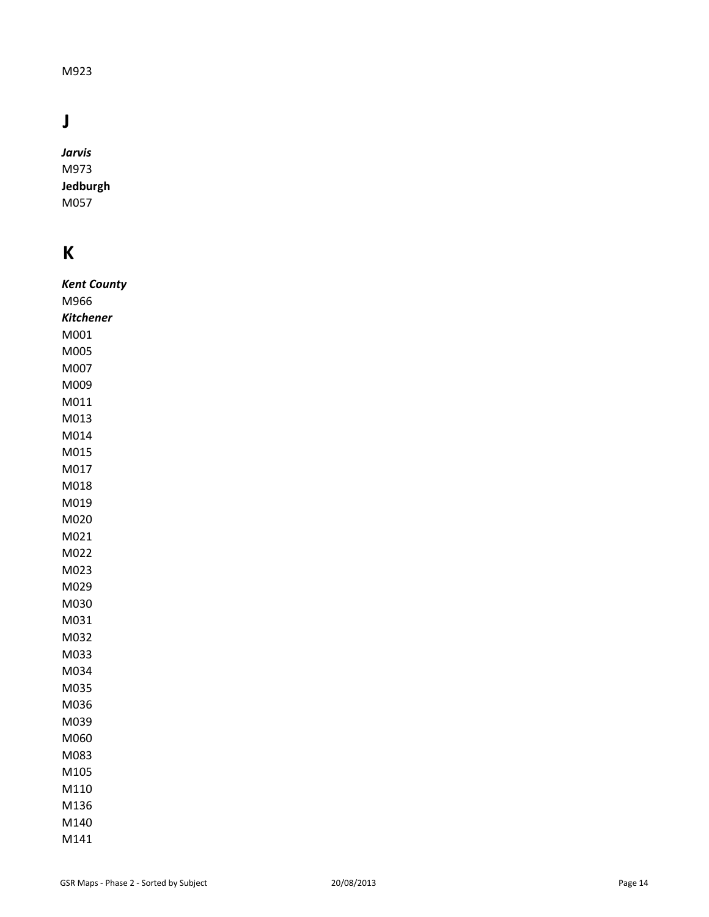M923

# J

***Jarvis***

M973

**Jedburgh**

M057

# K

***Kent County***

M966

***Kitchener***

M001

M005

M007

M009

M011

M013

M014

M015

M017

M018

M019

M020

M021

M022

M023

M029

M030

M031

M032

M033

M034

M035

M036

M039

M060

M083

M105

M110

M136

M140

M141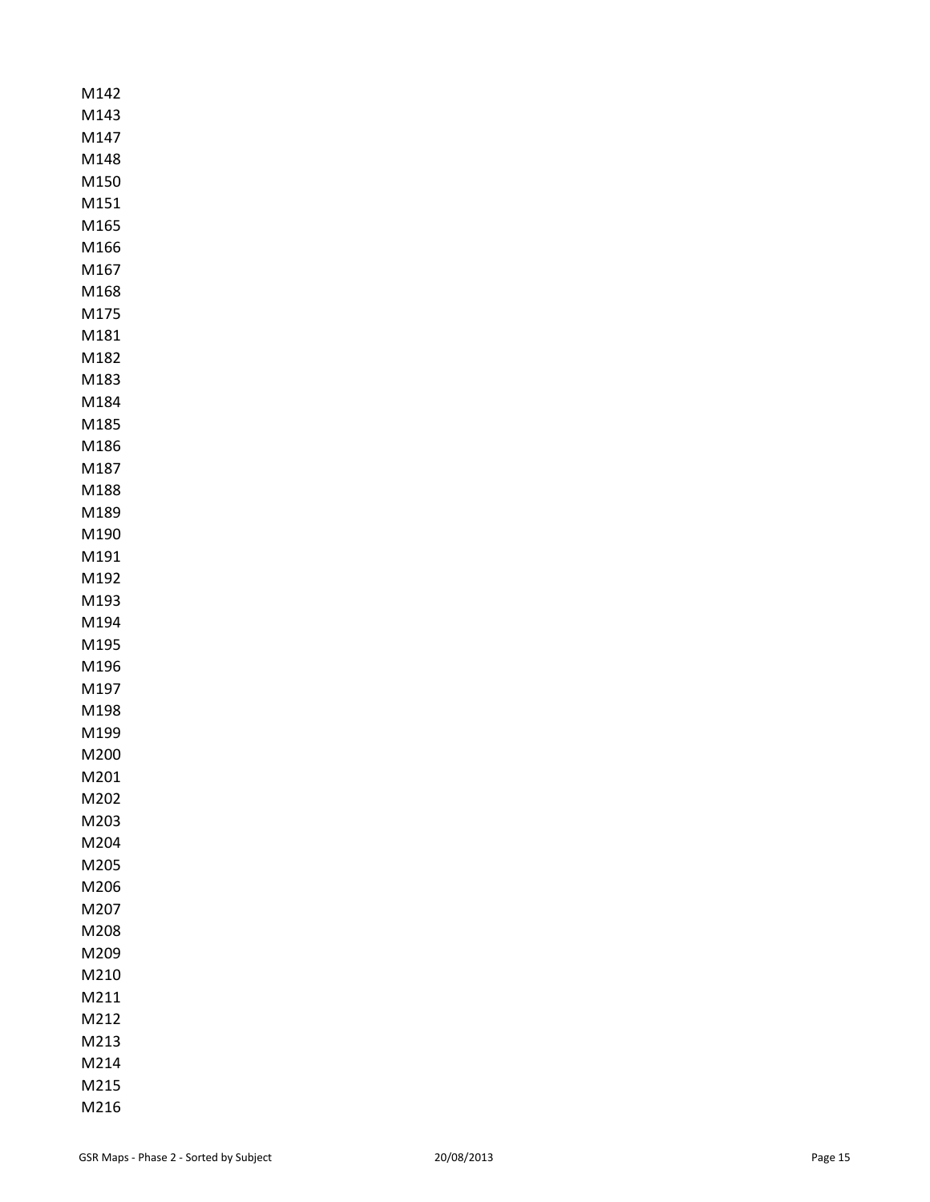M142
M143
M147
M148
M150
M151
M165
M166
M167
M168
M175
M181
M182
M183
M184
M185
M186
M187
M188
M189
M190
M191
M192
M193
M194
M195
M196
M197
M198
M199
M200
M201
M202
M203
M204
M205
M206
M207
M208
M209
M210
M211
M212
M213
M214
M215
M216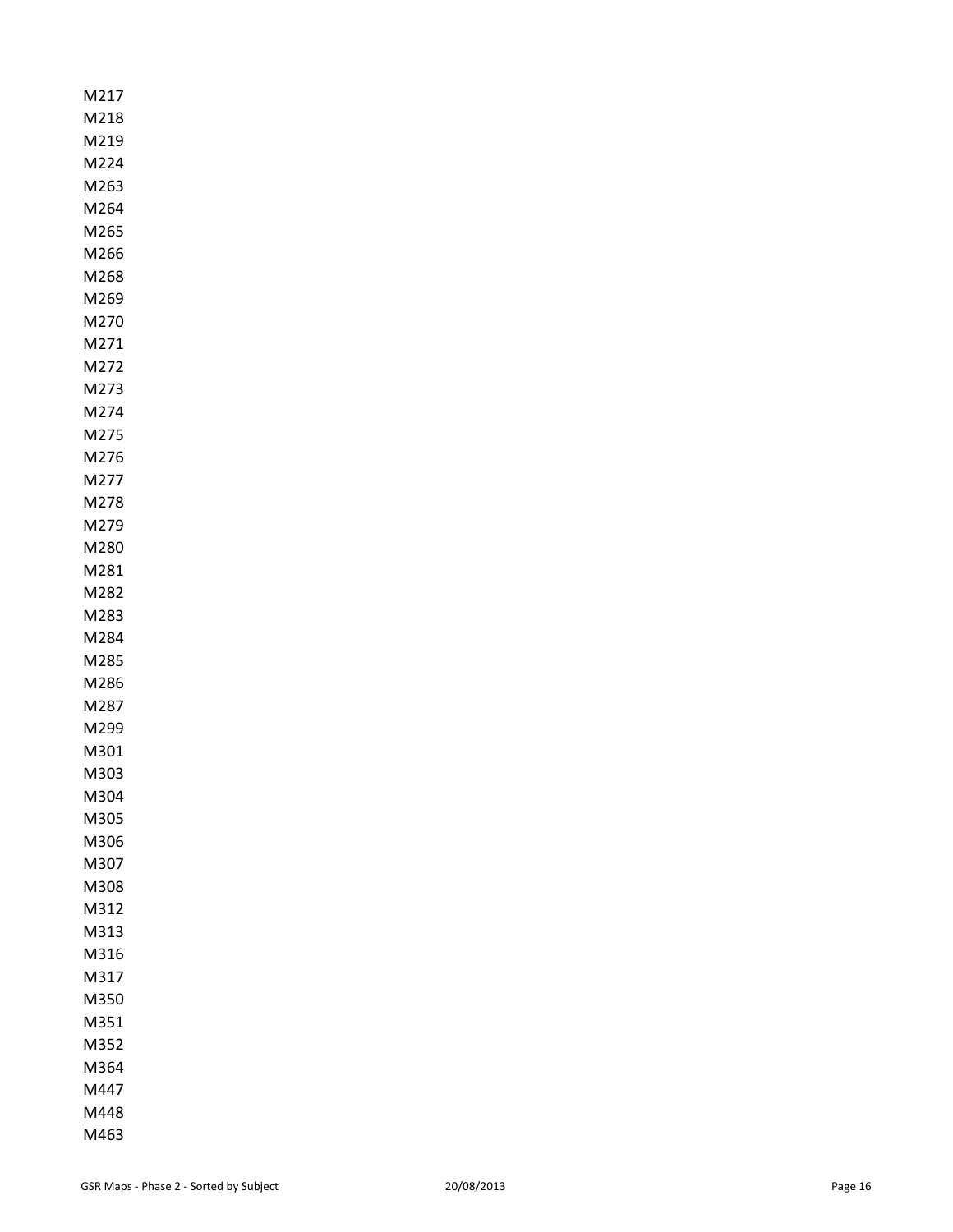M217
M218
M219
M224
M263
M264
M265
M266
M268
M269
M270
M271
M272
M273
M274
M275
M276
M277
M278
M279
M280
M281
M282
M283
M284
M285
M286
M287
M299
M301
M303
M304
M305
M306
M307
M308
M312
M313
M316
M317
M350
M351
M352
M364
M447
M448
M463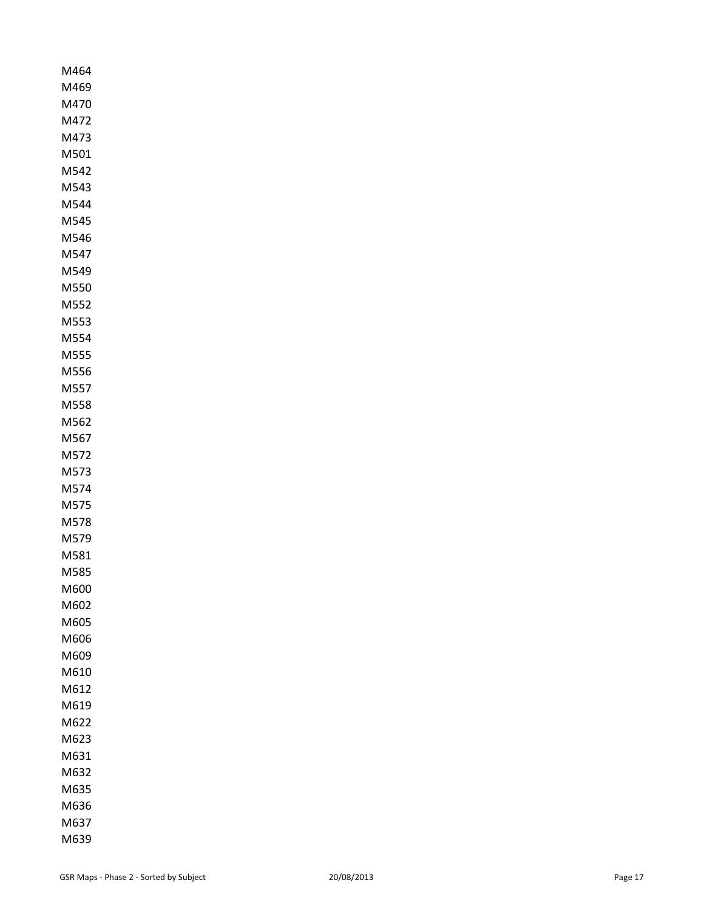M464
M469
M470
M472
M473
M501
M542
M543
M544
M545
M546
M547
M549
M550
M552
M553
M554
M555
M556
M557
M558
M562
M567
M572
M573
M574
M575
M578
M579
M581
M585
M600
M602
M605
M606
M609
M610
M612
M619
M622
M623
M631
M632
M635
M636
M637
M639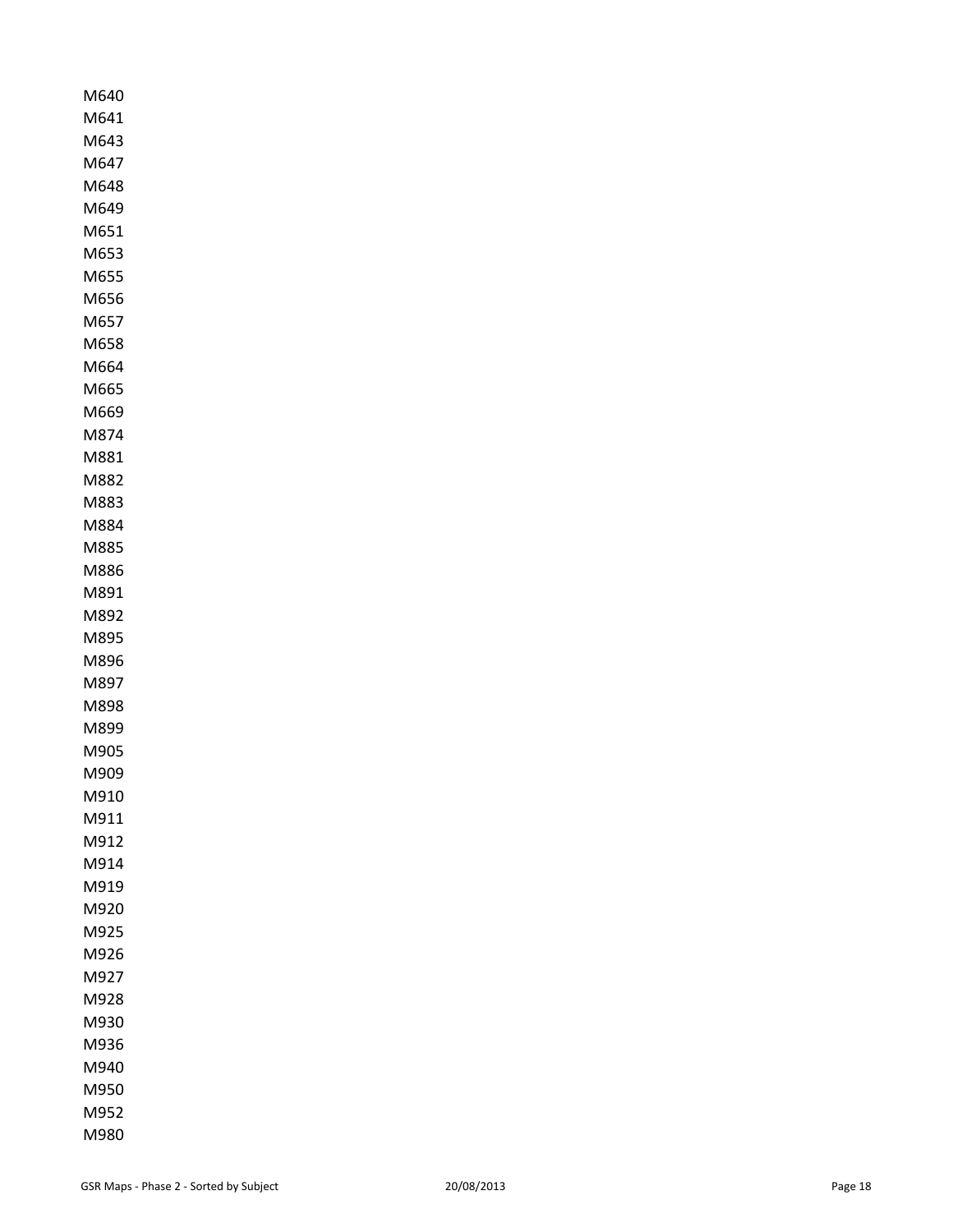M640
M641
M643
M647
M648
M649
M651
M653
M655
M656
M657
M658
M664
M665
M669
M874
M881
M882
M883
M884
M885
M886
M891
M892
M895
M896
M897
M898
M899
M905
M909
M910
M911
M912
M914
M919
M920
M925
M926
M927
M928
M930
M936
M940
M950
M952
M980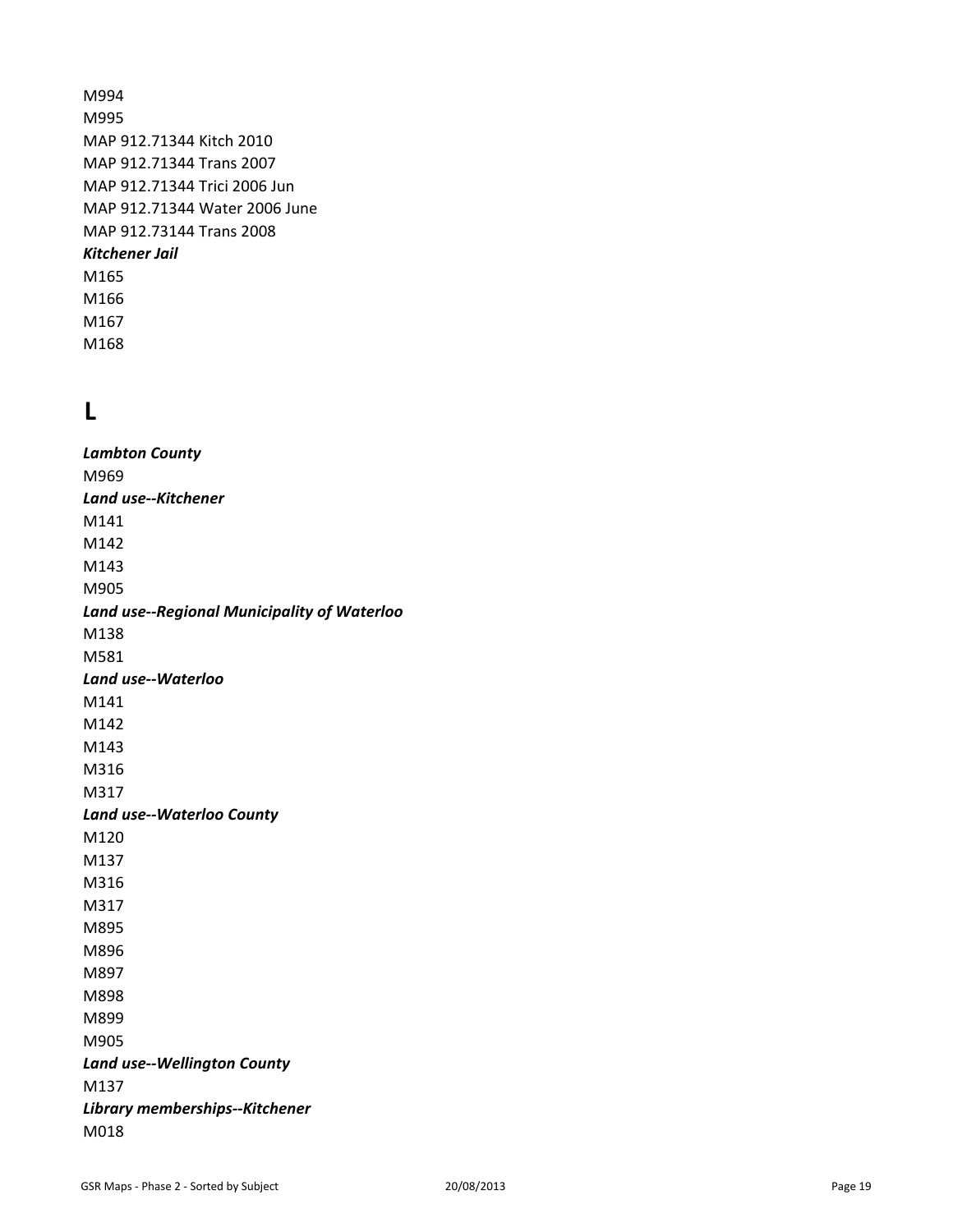M994
M995
MAP 912.71344 Kitch 2010
MAP 912.71344 Trans 2007
MAP 912.71344 Trici 2006 Jun
MAP 912.71344 Water 2006 June
MAP 912.73144 Trans 2008

***Kitchener Jail***

M165
M166
M167
M168

# L

***Lambton County***

M969

***Land use--Kitchener***

M141
M142
M143
M905

***Land use--Regional Municipality of Waterloo***

M138
M581

***Land use--Waterloo***

M141
M142
M143
M316
M317

***Land use--Waterloo County***

M120
M137
M316
M317
M895
M896
M897
M898
M899
M905

***Land use--Wellington County***

M137

***Library memberships--Kitchener***

M018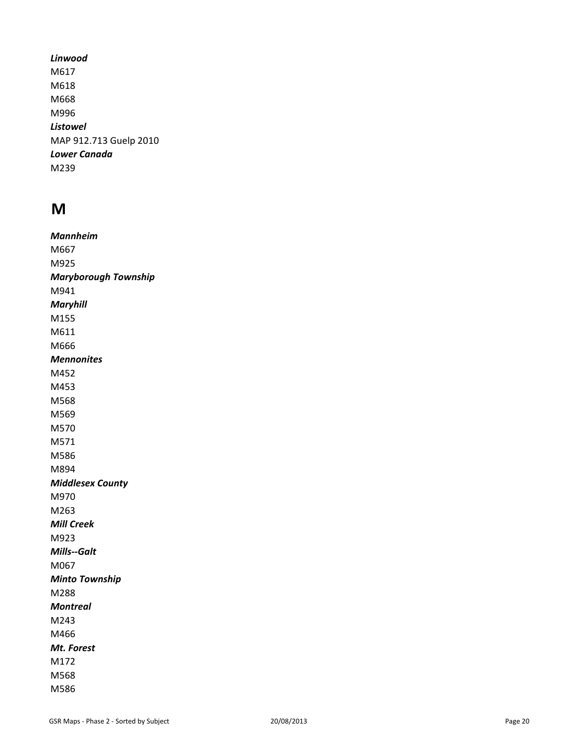***Linwood***
M617
M618
M668
M996
***Listowel***
MAP 912.713 Guelp 2010
***Lower Canada***
M239

# M

***Mannheim***
M667
M925
***Maryborough Township***
M941
***Maryhill***
M155
M611
M666
***Mennonites***
M452
M453
M568
M569
M570
M571
M586
M894
***Middlesex County***
M970
M263
***Mill Creek***
M923
***Mills--Galt***
M067
***Minto Township***
M288
***Montreal***
M243
M466
***Mt. Forest***
M172
M568
M586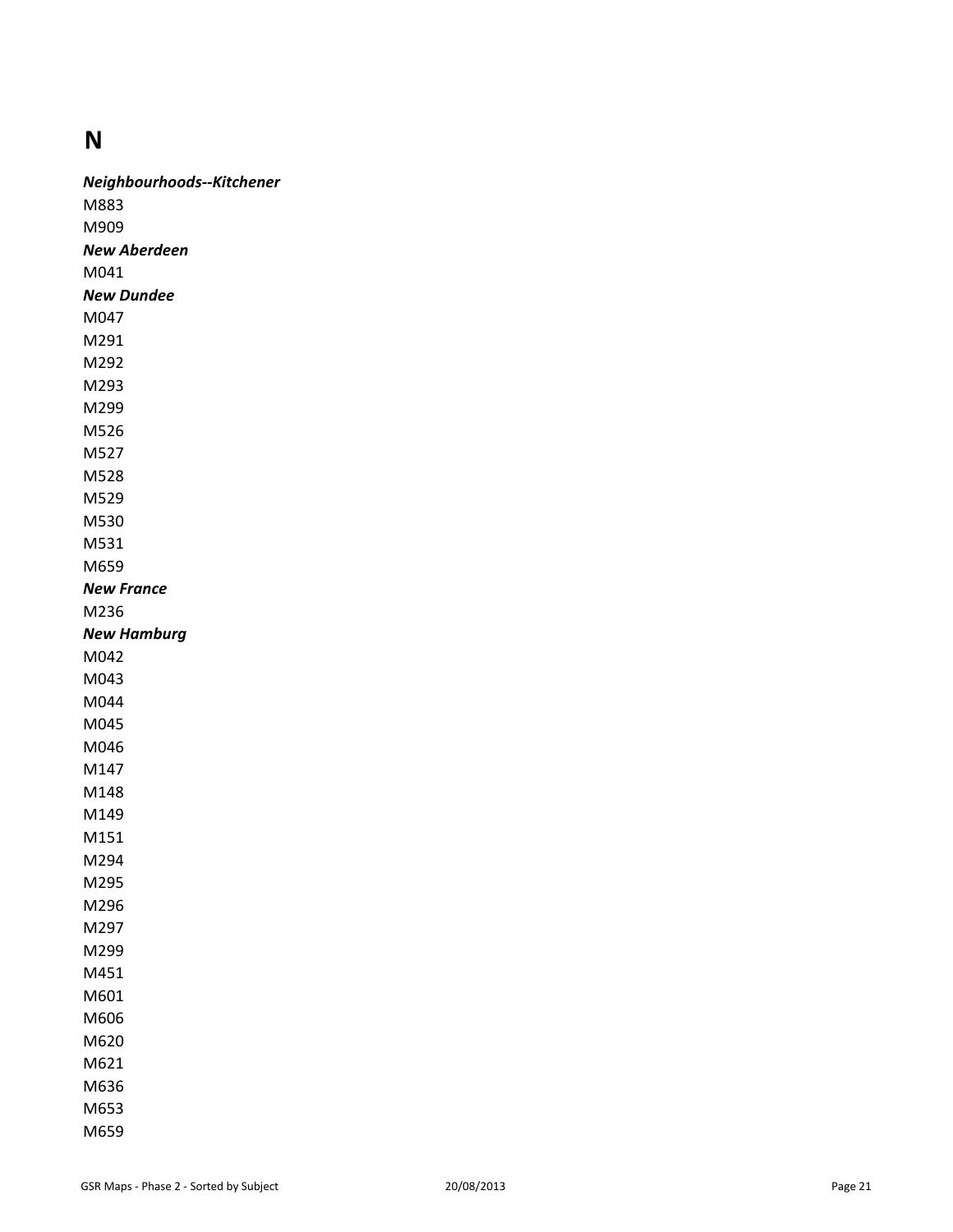# N

***Neighbourhoods--Kitchener***

M883
M909

***New Aberdeen***

M041

***New Dundee***

M047
M291
M292
M293
M299
M526
M527
M528
M529
M530
M531
M659

***New France***

M236

***New Hamburg***

M042
M043
M044
M045
M046
M147
M148
M149
M151
M294
M295
M296
M297
M299
M451
M601
M606
M620
M621
M636
M653
M659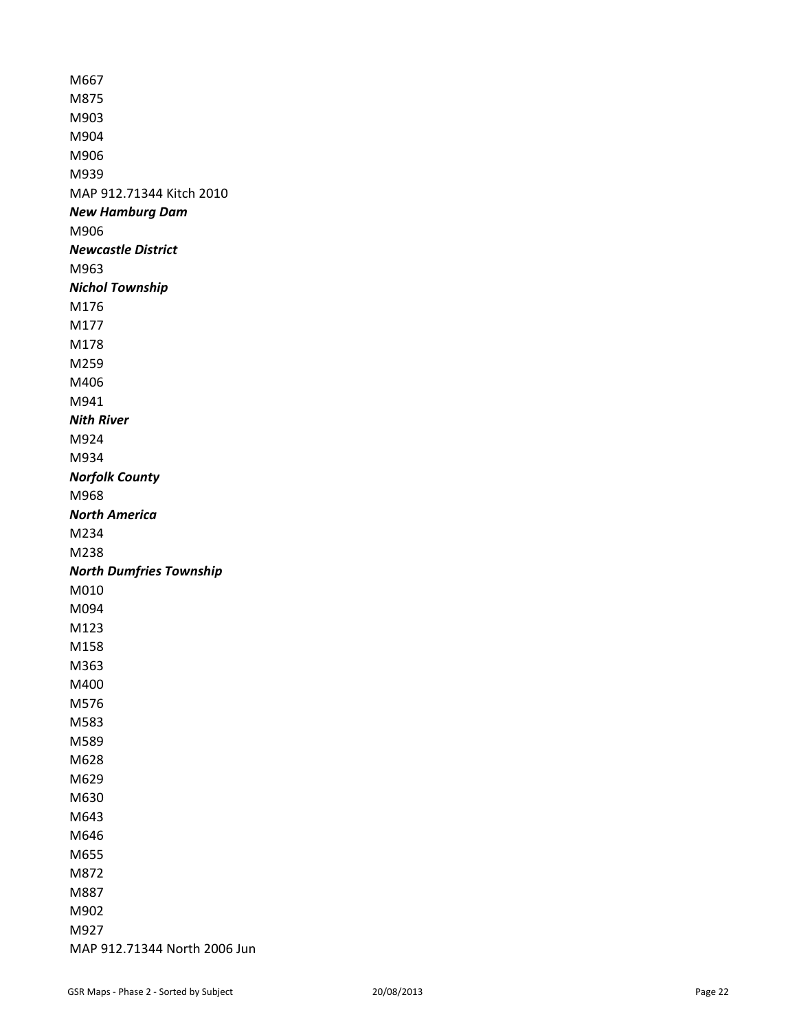M667

M875

M903

M904

M906

M939

MAP 912.71344 Kitch 2010

***New Hamburg Dam***

M906

***Newcastle District***

M963

***Nichol Township***

M176

M177

M178

M259

M406

M941

***Nith River***

M924

M934

***Norfolk County***

M968

***North America***

M234

M238

***North Dumfries Township***

M010

M094

M123

M158

M363

M400

M576

M583

M589

M628

M629

M630

M643

M646

M655

M872

M887

M902

M927

MAP 912.71344 North 2006 Jun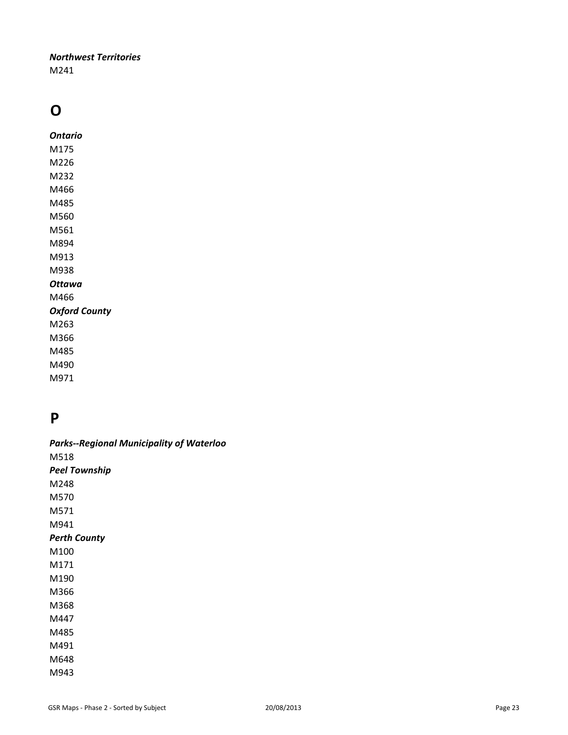***Northwest Territories***

M241

# O

***Ontario***

M175

M226

M232

M466

M485

M560

M561

M894

M913

M938

***Ottawa***

M466

***Oxford County***

M263

M366

M485

M490

M971

# P

***Parks--Regional Municipality of Waterloo***

M518

***Peel Township***

M248

M570

M571

M941

***Perth County***

M100

M171

M190

M366

M368

M447

M485

M491

M648

M943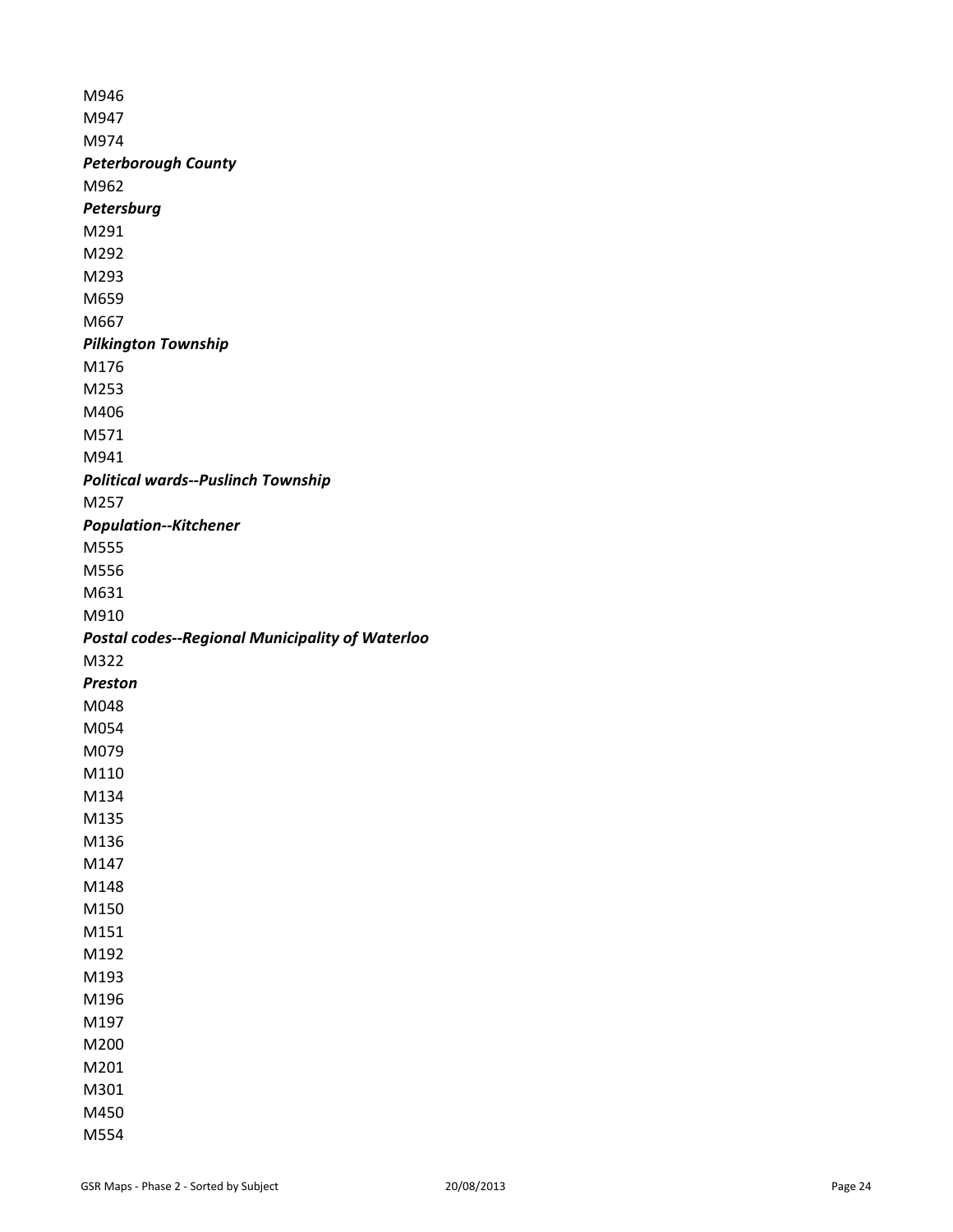M946
M947
M974

***Peterborough County***

M962

***Petersburg***

M291
M292
M293
M659
M667

***Pilkington Township***

M176
M253
M406
M571
M941

***Political wards--Puslinch Township***

M257

***Population--Kitchener***

M555
M556
M631
M910

***Postal codes--Regional Municipality of Waterloo***

M322

***Preston***

M048
M054
M079
M110
M134
M135
M136
M147
M148
M150
M151
M192
M193
M196
M197
M200
M201
M301
M450
M554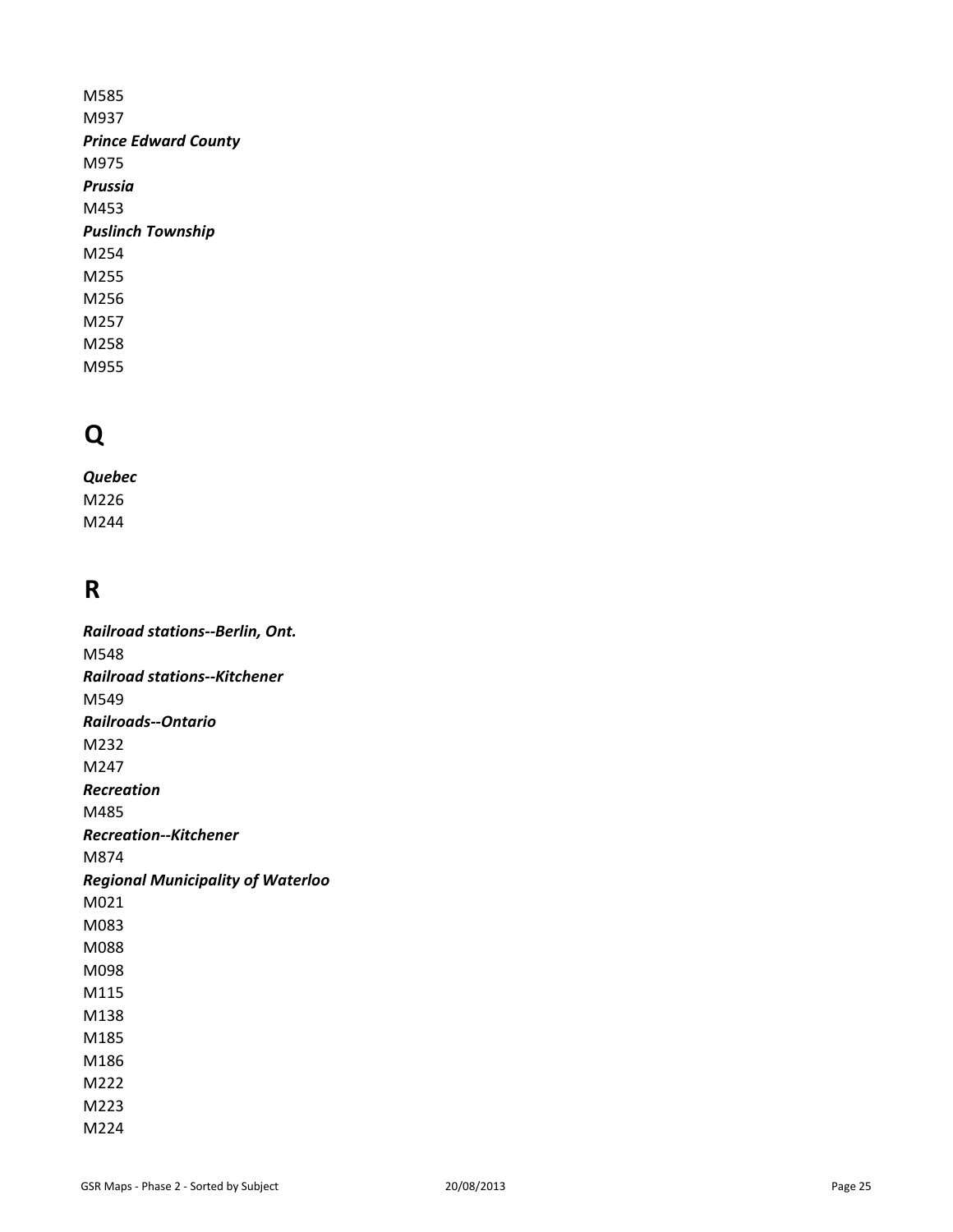M585
M937
***Prince Edward County***
M975
***Prussia***
M453
***Puslinch Township***
M254
M255
M256
M257
M258
M955

# Q

***Quebec***
M226
M244

# R

***Railroad stations--Berlin, Ont.***
M548
***Railroad stations--Kitchener***
M549
***Railroads--Ontario***
M232
M247
***Recreation***
M485
***Recreation--Kitchener***
M874
***Regional Municipality of Waterloo***
M021
M083
M088
M098
M115
M138
M185
M186
M222
M223
M224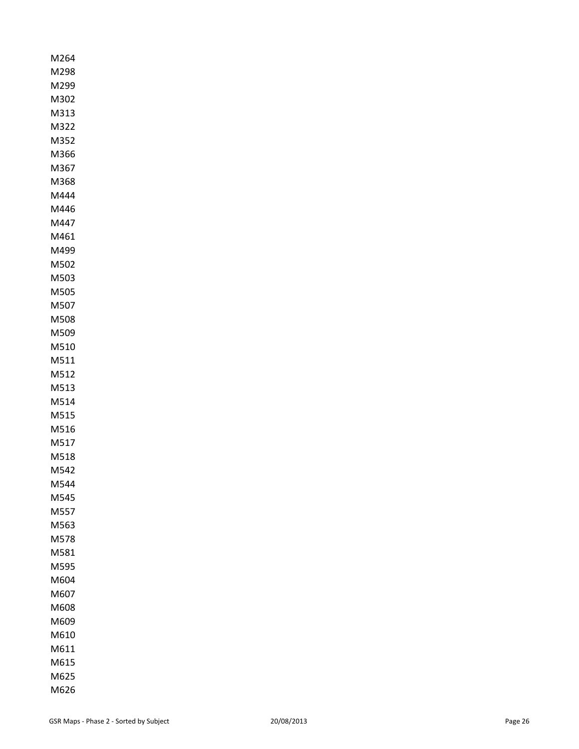M264
M298
M299
M302
M313
M322
M352
M366
M367
M368
M444
M446
M447
M461
M499
M502
M503
M505
M507
M508
M509
M510
M511
M512
M513
M514
M515
M516
M517
M518
M542
M544
M545
M557
M563
M578
M581
M595
M604
M607
M608
M609
M610
M611
M615
M625
M626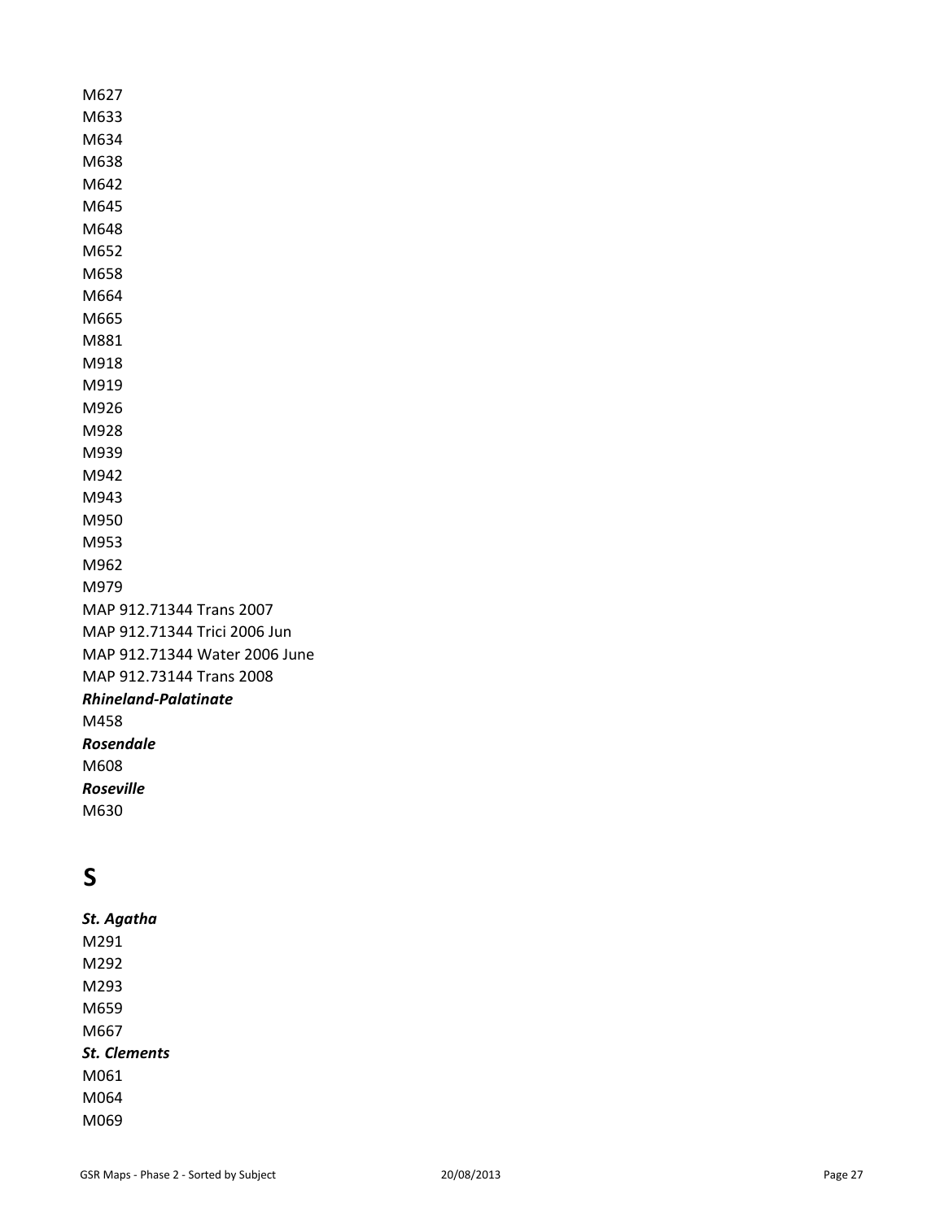M627
M633
M634
M638
M642
M645
M648
M652
M658
M664
M665
M881
M918
M919
M926
M928
M939
M942
M943
M950
M953
M962
M979
MAP 912.71344 Trans 2007
MAP 912.71344 Trici 2006 Jun
MAP 912.71344 Water 2006 June
MAP 912.73144 Trans 2008

***Rhineland-Palatinate***

M458

***Rosendale***

M608

***Roseville***

M630

# S

***St. Agatha***

M291
M292
M293
M659
M667

***St. Clements***

M061
M064
M069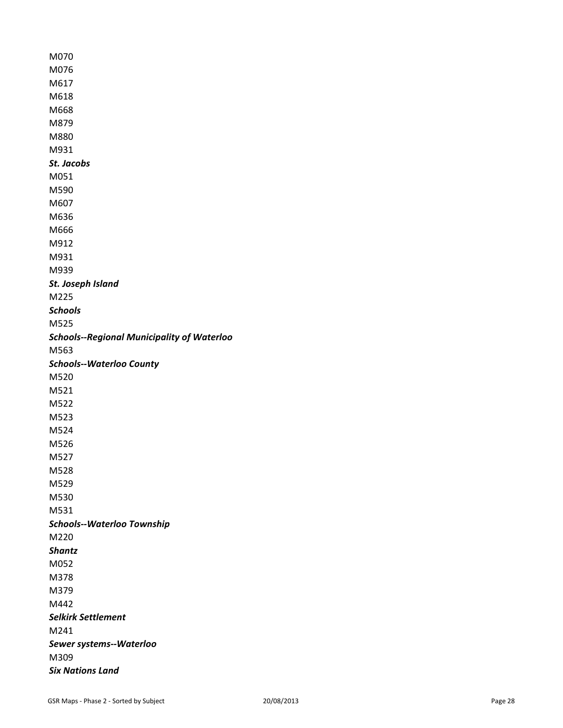M070

M076

M617

M618

M668

M879

M880

M931

***St. Jacobs***

M051

M590

M607

M636

M666

M912

M931

M939

***St. Joseph Island***

M225

***Schools***

M525

***Schools--Regional Municipality of Waterloo***

M563

***Schools--Waterloo County***

M520

M521

M522

M523

M524

M526

M527

M528

M529

M530

M531

***Schools--Waterloo Township***

M220

***Shantz***

M052

M378

M379

M442

***Selkirk Settlement***

M241

***Sewer systems--Waterloo***

M309

***Six Nations Land***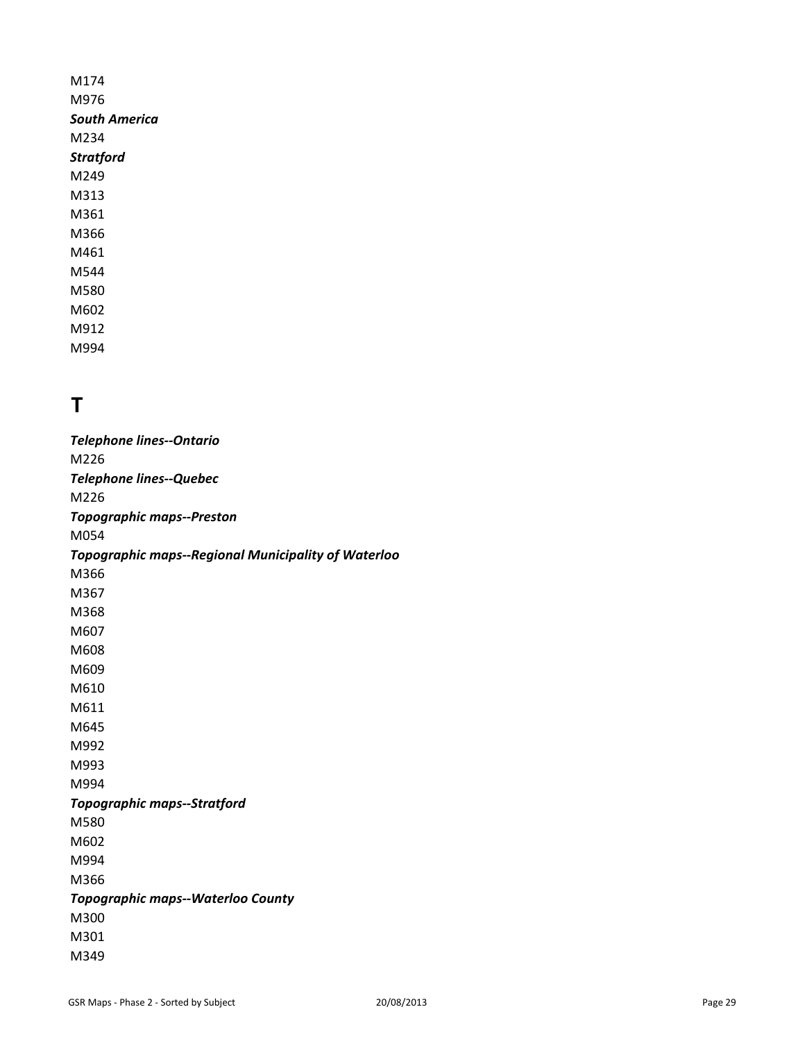M174

M976

***South America***

M234

***Stratford***

M249

M313

M361

M366

M461

M544

M580

M602

M912

M994

# T

***Telephone lines--Ontario***

M226

***Telephone lines--Quebec***

M226

***Topographic maps--Preston***

M054

***Topographic maps--Regional Municipality of Waterloo***

M366

M367

M368

M607

M608

M609

M610

M611

M645

M992

M993

M994

***Topographic maps--Stratford***

M580

M602

M994

M366

***Topographic maps--Waterloo County***

M300

M301

M349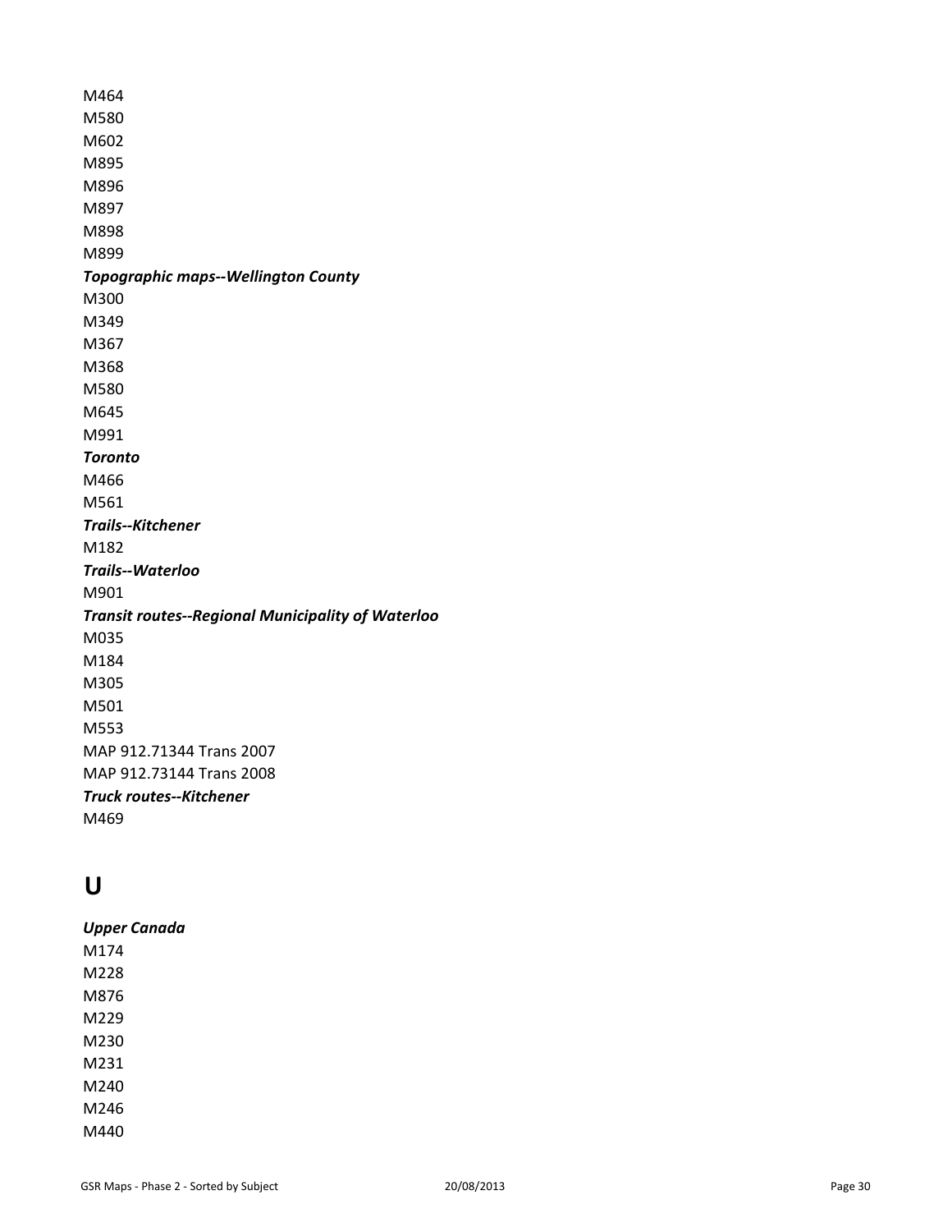M464
M580
M602
M895
M896
M897
M898
M899

***Topographic maps--Wellington County***

M300
M349
M367
M368
M580
M645
M991

***Toronto***

M466
M561

***Trails--Kitchener***

M182

***Trails--Waterloo***

M901

***Transit routes--Regional Municipality of Waterloo***

M035
M184
M305
M501
M553
MAP 912.71344 Trans 2007
MAP 912.73144 Trans 2008

***Truck routes--Kitchener***

M469

# U

***Upper Canada***

M174
M228
M876
M229
M230
M231
M240
M246
M440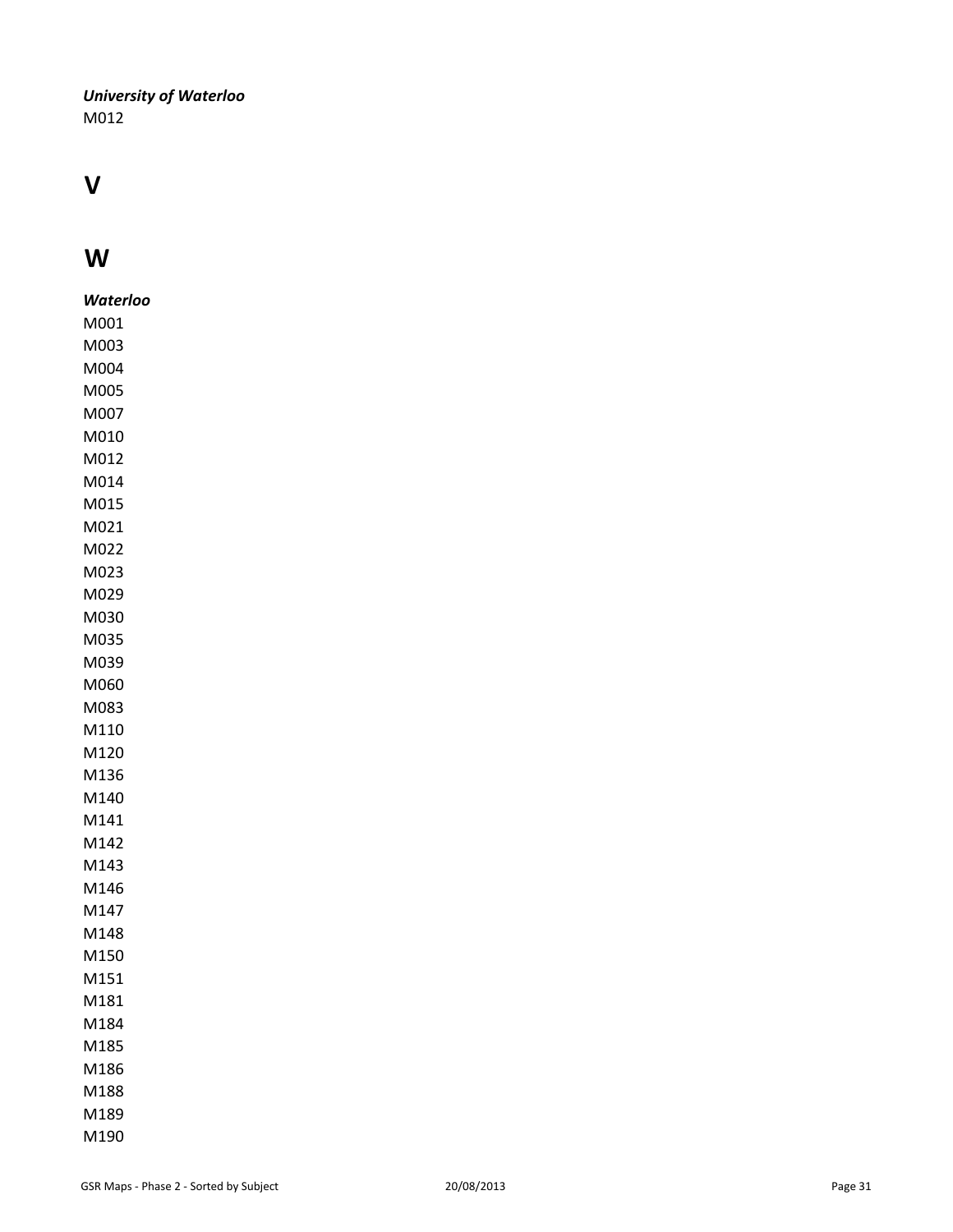***University of Waterloo***

M012

# V

# W

***Waterloo***

M001

M003

M004

M005

M007

M010

M012

M014

M015

M021

M022

M023

M029

M030

M035

M039

M060

M083

M110

M120

M136

M140

M141

M142

M143

M146

M147

M148

M150

M151

M181

M184

M185

M186

M188

M189

M190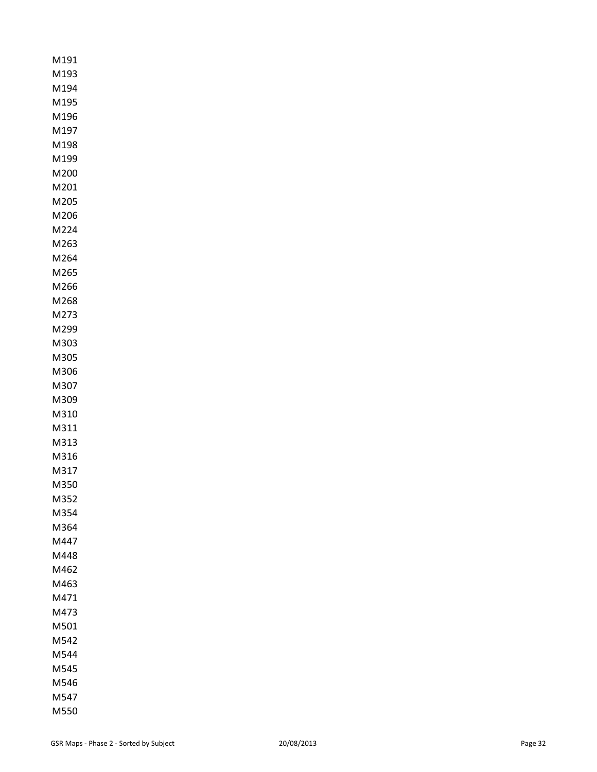M191
M193
M194
M195
M196
M197
M198
M199
M200
M201
M205
M206
M224
M263
M264
M265
M266
M268
M273
M299
M303
M305
M306
M307
M309
M310
M311
M313
M316
M317
M350
M352
M354
M364
M447
M448
M462
M463
M471
M473
M501
M542
M544
M545
M546
M547
M550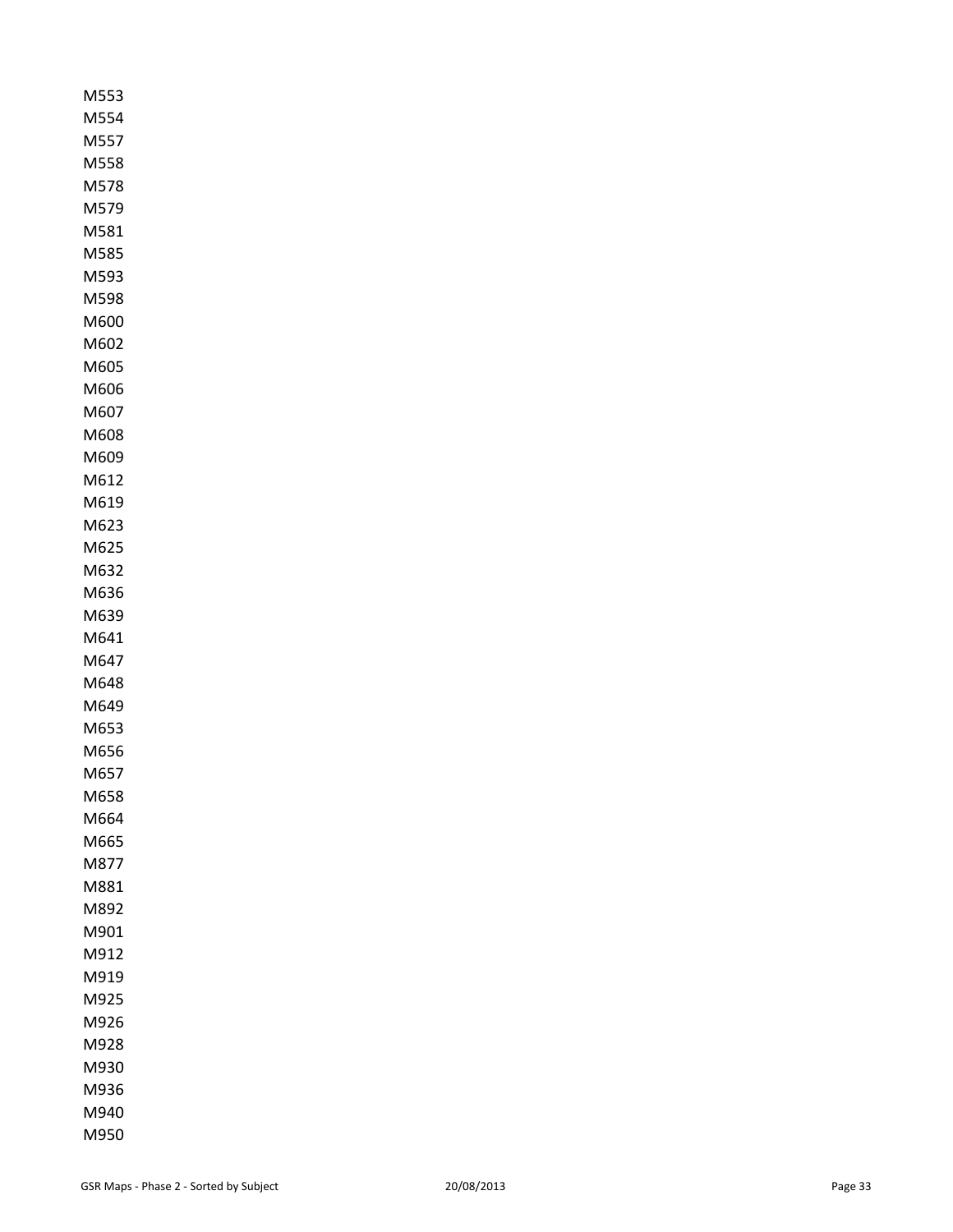M553
M554
M557
M558
M578
M579
M581
M585
M593
M598
M600
M602
M605
M606
M607
M608
M609
M612
M619
M623
M625
M632
M636
M639
M641
M647
M648
M649
M653
M656
M657
M658
M664
M665
M877
M881
M892
M901
M912
M919
M925
M926
M928
M930
M936
M940
M950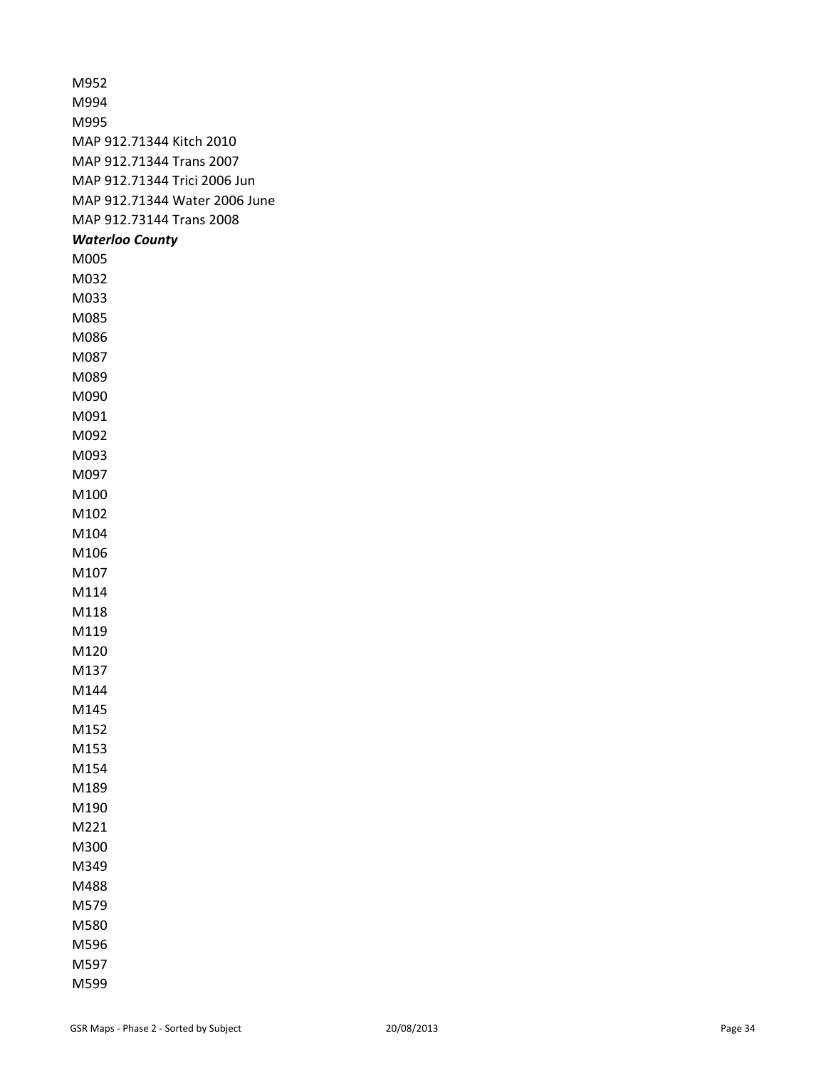M952
M994
M995
MAP 912.71344 Kitch 2010
MAP 912.71344 Trans 2007
MAP 912.71344 Trici 2006 Jun
MAP 912.71344 Water 2006 June
MAP 912.73144 Trans 2008

***Waterloo County***

M005
M032
M033
M085
M086
M087
M089
M090
M091
M092
M093
M097
M100
M102
M104
M106
M107
M114
M118
M119
M120
M137
M144
M145
M152
M153
M154
M189
M190
M221
M300
M349
M488
M579
M580
M596
M597
M599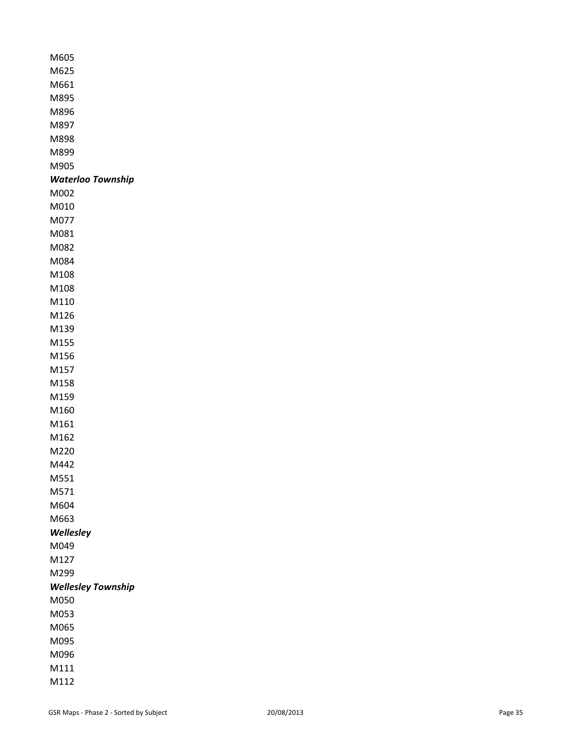M605
M625
M661
M895
M896
M897
M898
M899
M905

***Waterloo Township***

M002
M010
M077
M081
M082
M084
M108
M108
M110
M126
M139
M155
M156
M157
M158
M159
M160
M161
M162
M220
M442
M551
M571
M604
M663

***Wellesley***

M049
M127
M299

***Wellesley Township***

M050
M053
M065
M095
M096
M111
M112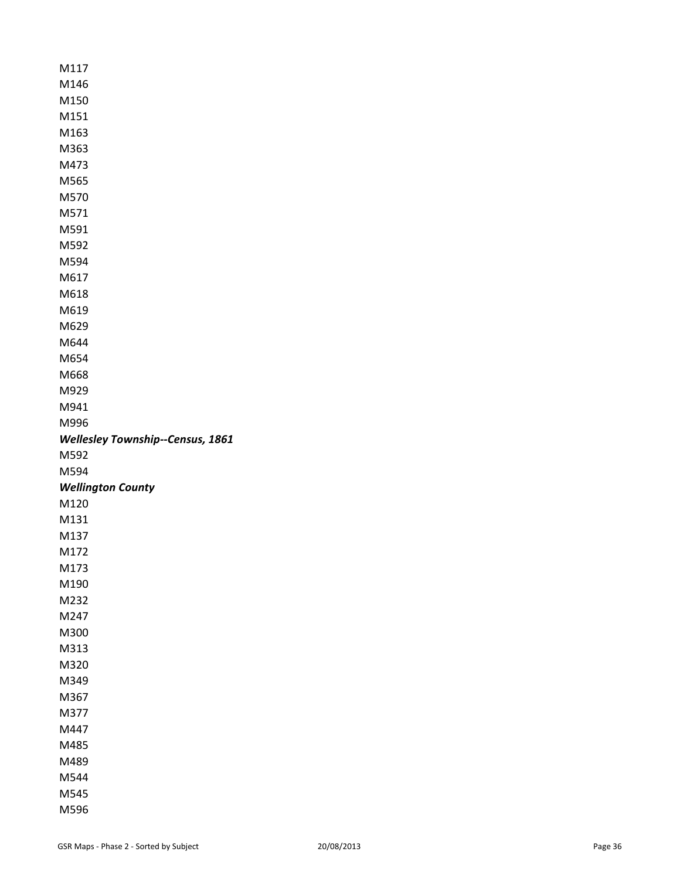M117
M146
M150
M151
M163
M363
M473
M565
M570
M571
M591
M592
M594
M617
M618
M619
M629
M644
M654
M668
M929
M941
M996

***Wellesley Township--Census, 1861***

M592
M594

***Wellington County***

M120
M131
M137
M172
M173
M190
M232
M247
M300
M313
M320
M349
M367
M377
M447
M485
M489
M544
M545
M596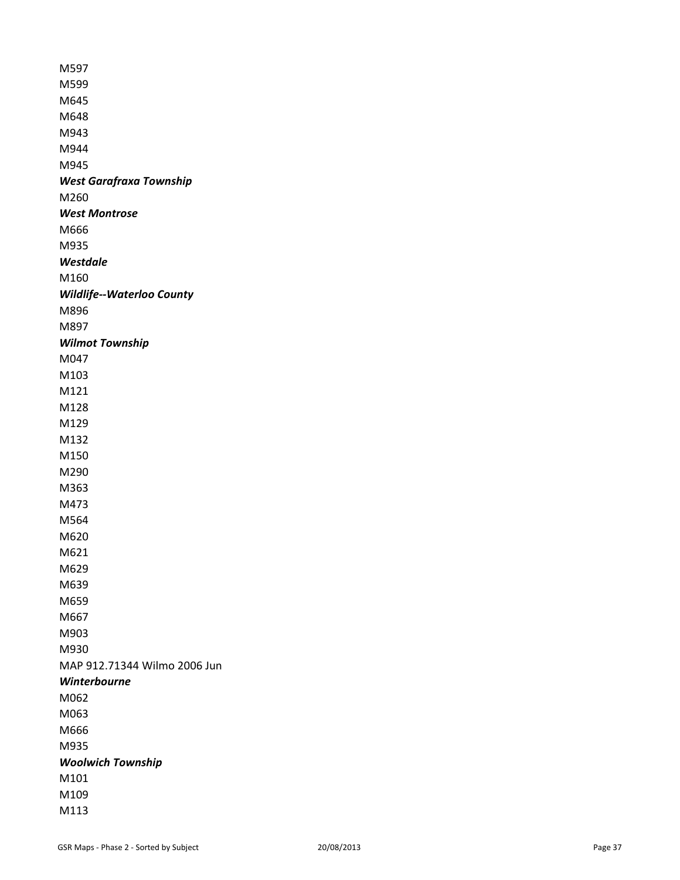M597
M599
M645
M648
M943
M944
M945

***West Garafraxa Township***

M260

***West Montrose***

M666
M935

***Westdale***

M160

***Wildlife--Waterloo County***

M896
M897

***Wilmot Township***

M047
M103
M121
M128
M129
M132
M150
M290
M363
M473
M564
M620
M621
M629
M639
M659
M667
M903
M930
MAP 912.71344 Wilmo 2006 Jun

***Winterbourne***

M062
M063
M666
M935

***Woolwich Township***

M101
M109
M113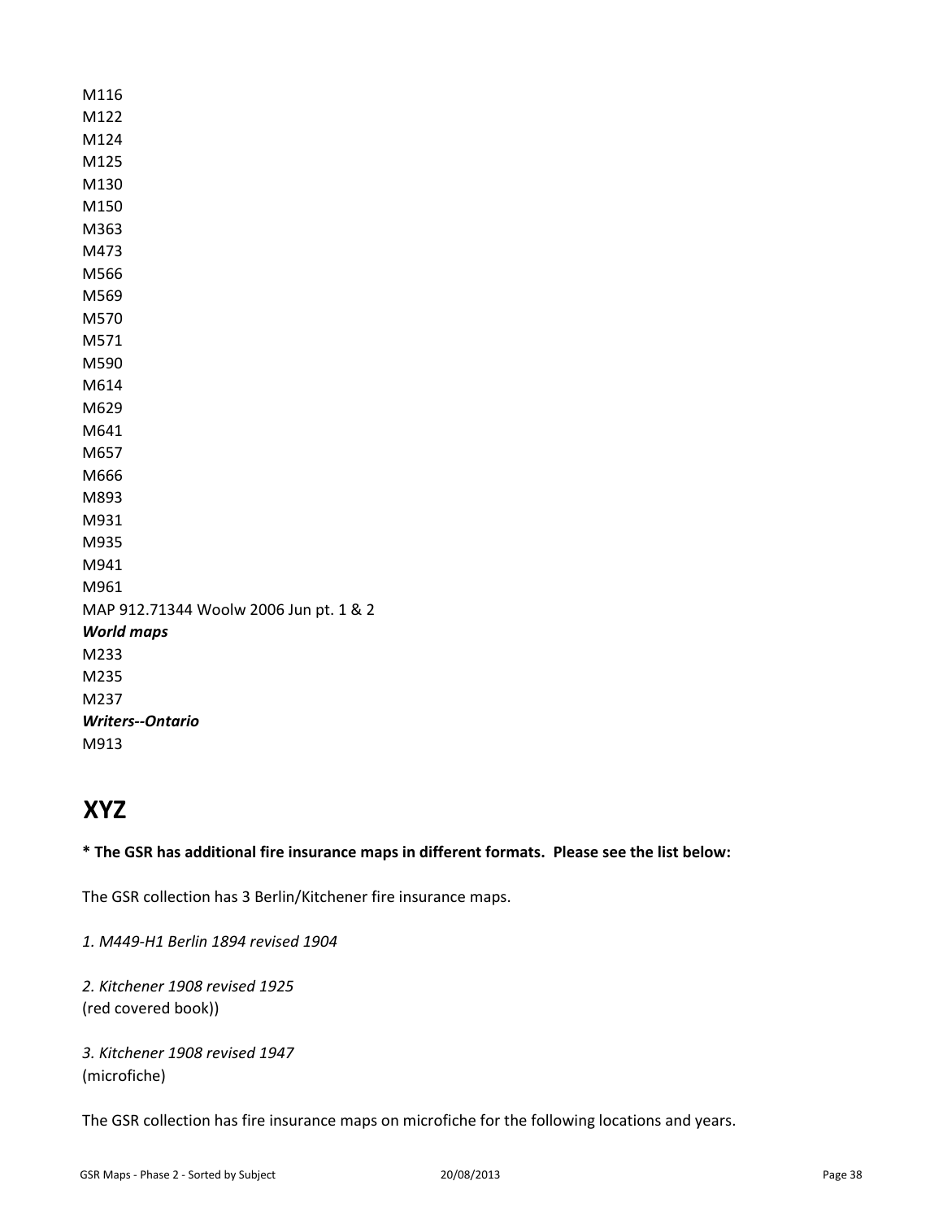M116
M122
M124
M125
M130
M150
M363
M473
M566
M569
M570
M571
M590
M614
M629
M641
M657
M666
M893
M931
M935
M941
M961
MAP 912.71344 Woolw 2006 Jun pt. 1 & 2
***World maps***
M233
M235
M237
***Writers--Ontario***
M913

# XYZ

**\* The GSR has additional fire insurance maps in different formats.  Please see the list below:**

The GSR collection has 3 Berlin/Kitchener fire insurance maps.

*1. M449-H1 Berlin 1894 revised 1904*

*2. Kitchener 1908 revised 1925*
(red covered book))

*3. Kitchener 1908 revised 1947*
(microfiche)

The GSR collection has fire insurance maps on microfiche for the following locations and years.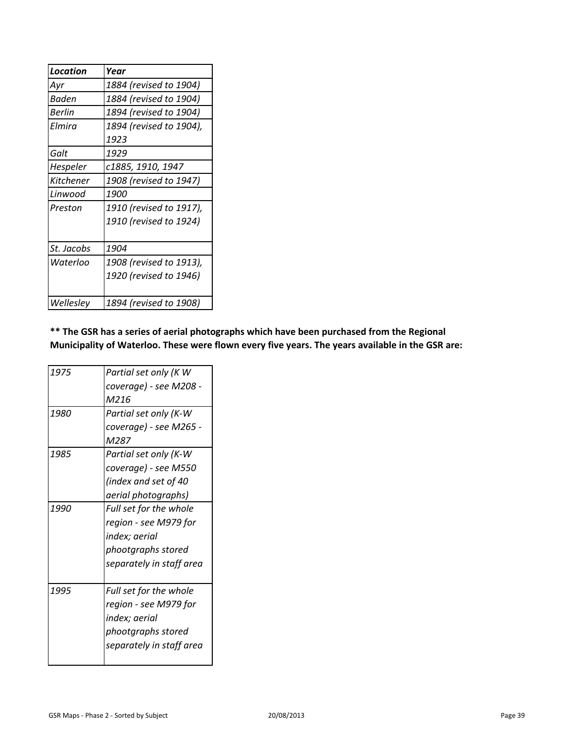| *Location* | *Year* |
|---|---|
| *Ayr* | *1884 (revised to 1904)* |
| *Baden* | *1884 (revised to 1904)* |
| *Berlin* | *1894 (revised to 1904)* |
| *Elmira* | *1894 (revised to 1904), 1923* |
| *Galt* | *1929* |
| *Hespeler* | *c1885, 1910, 1947* |
| *Kitchener* | *1908 (revised to 1947)* |
| *Linwood* | *1900* |
| *Preston* | *1910 (revised to 1917), 1910 (revised to 1924)* |
| *St. Jacobs* | *1904* |
| *Waterloo* | *1908 (revised to 1913), 1920 (revised to 1946)* |
| *Wellesley* | *1894 (revised to 1908)* |

**** The GSR has a series of aerial photographs which have been purchased from the Regional Municipality of Waterloo. These were flown every five years. The years available in the GSR are:**

| | |
|---|---|
| *1975* | *Partial set only (K W coverage) - see M208 - M216* |
| *1980* | *Partial set only (K-W coverage) - see M265 - M287* |
| *1985* | *Partial set only (K-W coverage) - see M550 (index and set of 40 aerial photographs)* |
| *1990* | *Full set for the whole region - see M979 for index; aerial phootgraphs stored separately in staff area* |
| *1995* | *Full set for the whole region - see M979 for index; aerial phootgraphs stored separately in staff area* |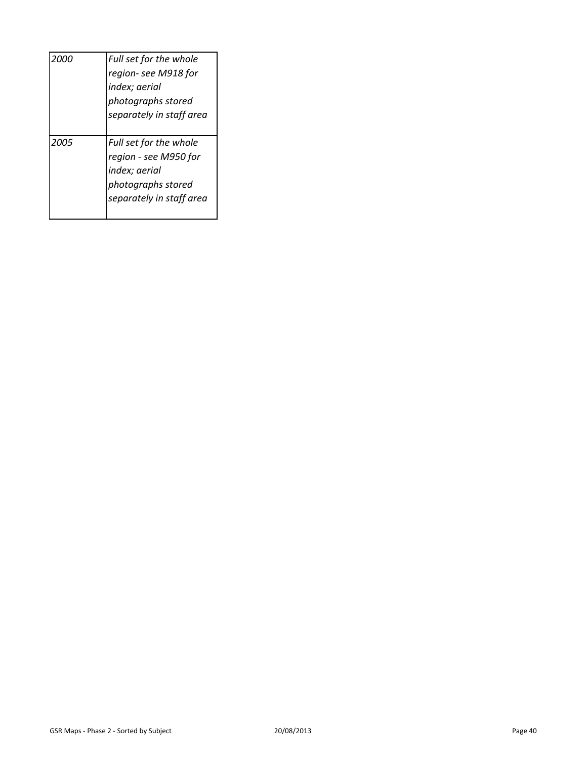| | |
|---|---|
| *2000* | *Full set for the whole region- see M918 for index; aerial photographs stored separately in staff area* |
| *2005* | *Full set for the whole region - see M950 for index; aerial photographs stored separately in staff area* |